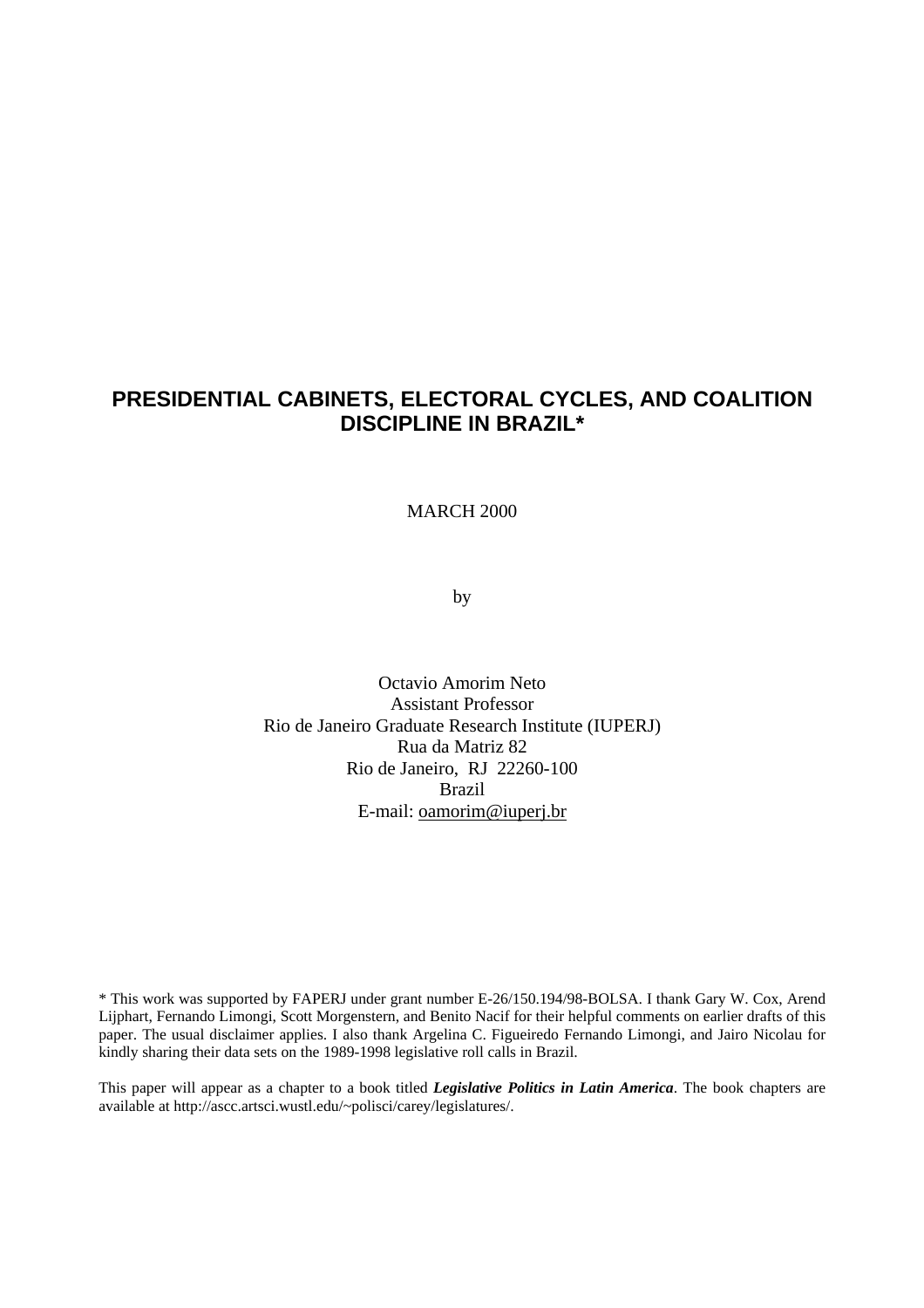# PRESIDENTIAL CABINETS, ELECTORAL CYCLES, AND COALITION DISCIPLINE IN BRAZIL*

MARCH 2000

by

Octavio Amorim Neto
Assistant Professor
Rio de Janeiro Graduate Research Institute (IUPERJ)
Rua da Matriz 82
Rio de Janeiro, RJ 22260-100
Brazil
E-mail: oamorim@iuperj.br

* This work was supported by FAPERJ under grant number E-26/150.194/98-BOLSA. I thank Gary W. Cox, Arend Lijphart, Fernando Limongi, Scott Morgenstern, and Benito Nacif for their helpful comments on earlier drafts of this paper. The usual disclaimer applies. I also thank Argelina C. Figueiredo Fernando Limongi, and Jairo Nicolau for kindly sharing their data sets on the 1989-1998 legislative roll calls in Brazil.

This paper will appear as a chapter to a book titled ***Legislative Politics in Latin America***. The book chapters are available at http://ascc.artsci.wustl.edu/~polisci/carey/legislatures/.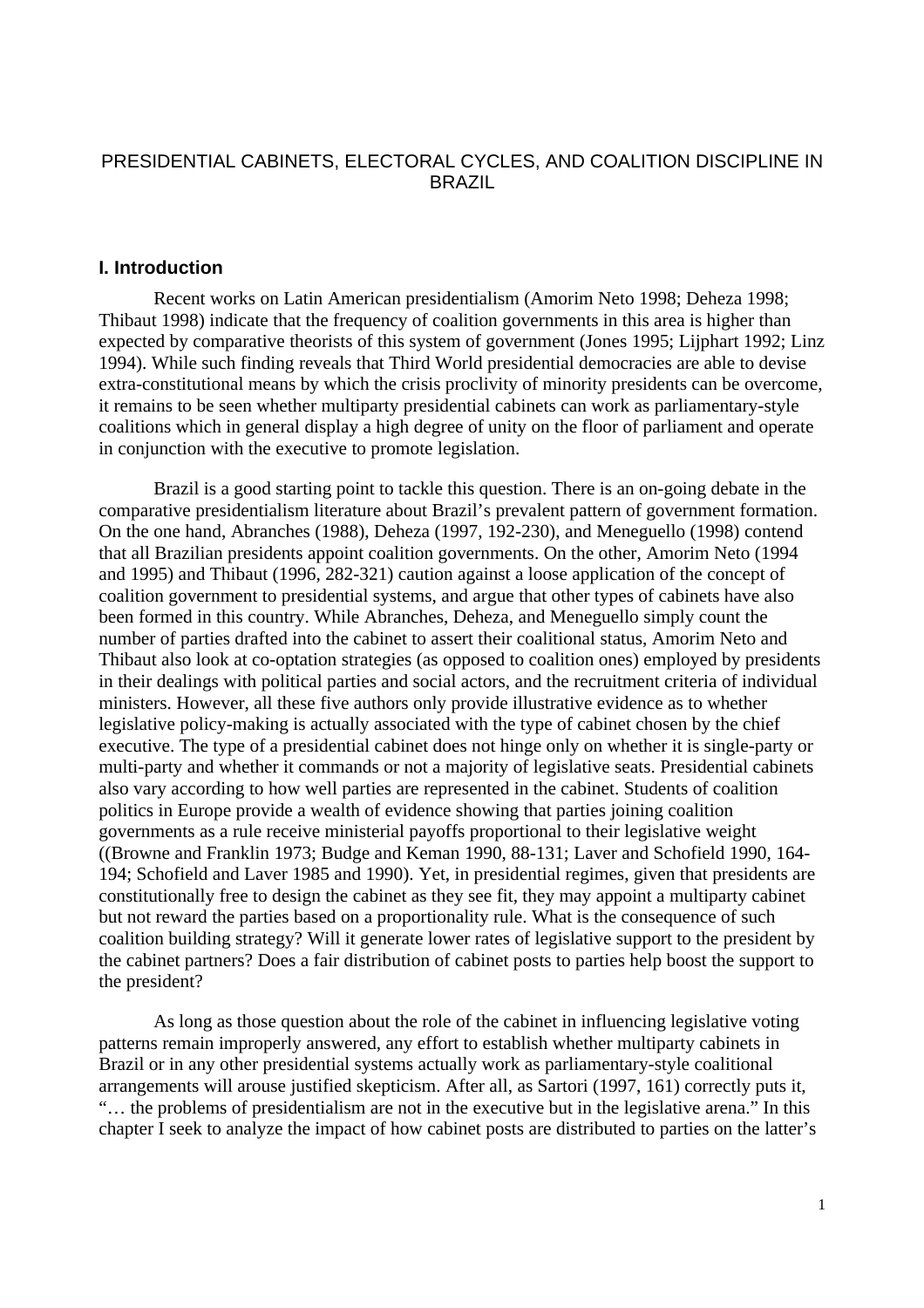# PRESIDENTIAL CABINETS, ELECTORAL CYCLES, AND COALITION DISCIPLINE IN BRAZIL

## I. Introduction

Recent works on Latin American presidentialism (Amorim Neto 1998; Deheza 1998; Thibaut 1998) indicate that the frequency of coalition governments in this area is higher than expected by comparative theorists of this system of government (Jones 1995; Lijphart 1992; Linz 1994). While such finding reveals that Third World presidential democracies are able to devise extra-constitutional means by which the crisis proclivity of minority presidents can be overcome, it remains to be seen whether multiparty presidential cabinets can work as parliamentary-style coalitions which in general display a high degree of unity on the floor of parliament and operate in conjunction with the executive to promote legislation.

Brazil is a good starting point to tackle this question. There is an on-going debate in the comparative presidentialism literature about Brazil's prevalent pattern of government formation. On the one hand, Abranches (1988), Deheza (1997, 192-230), and Meneguello (1998) contend that all Brazilian presidents appoint coalition governments. On the other, Amorim Neto (1994 and 1995) and Thibaut (1996, 282-321) caution against a loose application of the concept of coalition government to presidential systems, and argue that other types of cabinets have also been formed in this country. While Abranches, Deheza, and Meneguello simply count the number of parties drafted into the cabinet to assert their coalitional status, Amorim Neto and Thibaut also look at co-optation strategies (as opposed to coalition ones) employed by presidents in their dealings with political parties and social actors, and the recruitment criteria of individual ministers. However, all these five authors only provide illustrative evidence as to whether legislative policy-making is actually associated with the type of cabinet chosen by the chief executive. The type of a presidential cabinet does not hinge only on whether it is single-party or multi-party and whether it commands or not a majority of legislative seats. Presidential cabinets also vary according to how well parties are represented in the cabinet. Students of coalition politics in Europe provide a wealth of evidence showing that parties joining coalition governments as a rule receive ministerial payoffs proportional to their legislative weight ((Browne and Franklin 1973; Budge and Keman 1990, 88-131; Laver and Schofield 1990, 164-194; Schofield and Laver 1985 and 1990). Yet, in presidential regimes, given that presidents are constitutionally free to design the cabinet as they see fit, they may appoint a multiparty cabinet but not reward the parties based on a proportionality rule. What is the consequence of such coalition building strategy? Will it generate lower rates of legislative support to the president by the cabinet partners? Does a fair distribution of cabinet posts to parties help boost the support to the president?

As long as those question about the role of the cabinet in influencing legislative voting patterns remain improperly answered, any effort to establish whether multiparty cabinets in Brazil or in any other presidential systems actually work as parliamentary-style coalitional arrangements will arouse justified skepticism. After all, as Sartori (1997, 161) correctly puts it, "… the problems of presidentialism are not in the executive but in the legislative arena." In this chapter I seek to analyze the impact of how cabinet posts are distributed to parties on the latter's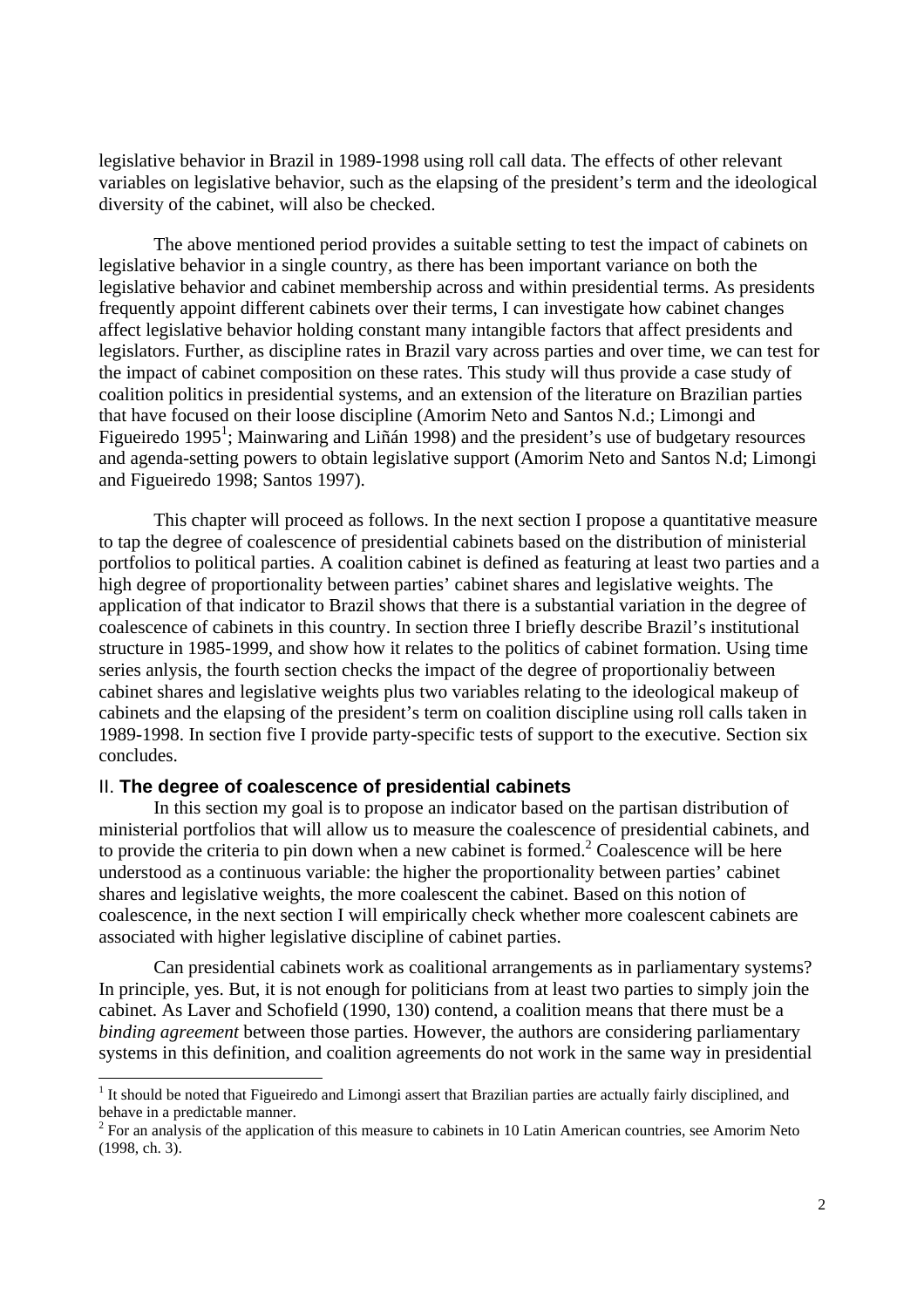legislative behavior in Brazil in 1989-1998 using roll call data. The effects of other relevant variables on legislative behavior, such as the elapsing of the president's term and the ideological diversity of the cabinet, will also be checked.

The above mentioned period provides a suitable setting to test the impact of cabinets on legislative behavior in a single country, as there has been important variance on both the legislative behavior and cabinet membership across and within presidential terms. As presidents frequently appoint different cabinets over their terms, I can investigate how cabinet changes affect legislative behavior holding constant many intangible factors that affect presidents and legislators. Further, as discipline rates in Brazil vary across parties and over time, we can test for the impact of cabinet composition on these rates. This study will thus provide a case study of coalition politics in presidential systems, and an extension of the literature on Brazilian parties that have focused on their loose discipline (Amorim Neto and Santos N.d.; Limongi and Figueiredo 1995[1]; Mainwaring and Liñán 1998) and the president's use of budgetary resources and agenda-setting powers to obtain legislative support (Amorim Neto and Santos N.d; Limongi and Figueiredo 1998; Santos 1997).

This chapter will proceed as follows. In the next section I propose a quantitative measure to tap the degree of coalescence of presidential cabinets based on the distribution of ministerial portfolios to political parties. A coalition cabinet is defined as featuring at least two parties and a high degree of proportionality between parties' cabinet shares and legislative weights. The application of that indicator to Brazil shows that there is a substantial variation in the degree of coalescence of cabinets in this country. In section three I briefly describe Brazil's institutional structure in 1985-1999, and show how it relates to the politics of cabinet formation. Using time series anlysis, the fourth section checks the impact of the degree of proportionaliy between cabinet shares and legislative weights plus two variables relating to the ideological makeup of cabinets and the elapsing of the president's term on coalition discipline using roll calls taken in 1989-1998. In section five I provide party-specific tests of support to the executive. Section six concludes.

## II. **The degree of coalescence of presidential cabinets**

In this section my goal is to propose an indicator based on the partisan distribution of ministerial portfolios that will allow us to measure the coalescence of presidential cabinets, and to provide the criteria to pin down when a new cabinet is formed.[2] Coalescence will be here understood as a continuous variable: the higher the proportionality between parties' cabinet shares and legislative weights, the more coalescent the cabinet. Based on this notion of coalescence, in the next section I will empirically check whether more coalescent cabinets are associated with higher legislative discipline of cabinet parties.

Can presidential cabinets work as coalitional arrangements as in parliamentary systems? In principle, yes. But, it is not enough for politicians from at least two parties to simply join the cabinet. As Laver and Schofield (1990, 130) contend, a coalition means that there must be a *binding agreement* between those parties. However, the authors are considering parliamentary systems in this definition, and coalition agreements do not work in the same way in presidential

[1] It should be noted that Figueiredo and Limongi assert that Brazilian parties are actually fairly disciplined, and behave in a predictable manner.

[2] For an analysis of the application of this measure to cabinets in 10 Latin American countries, see Amorim Neto (1998, ch. 3).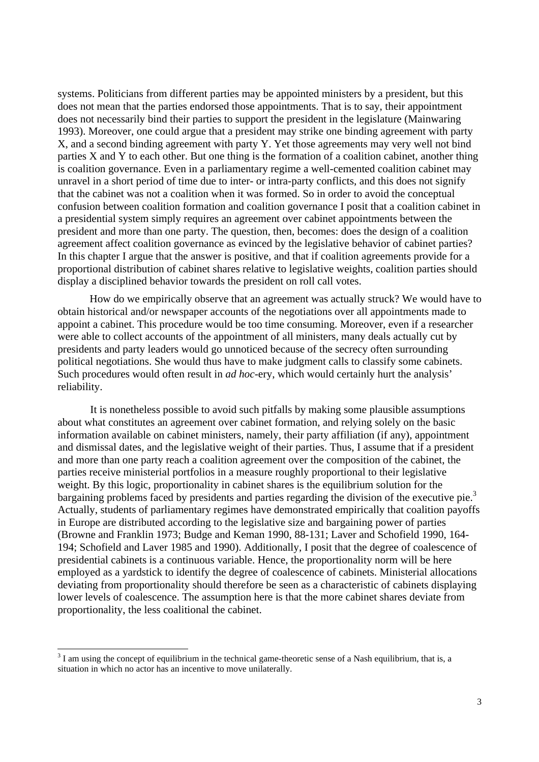systems. Politicians from different parties may be appointed ministers by a president, but this does not mean that the parties endorsed those appointments. That is to say, their appointment does not necessarily bind their parties to support the president in the legislature (Mainwaring 1993). Moreover, one could argue that a president may strike one binding agreement with party X, and a second binding agreement with party Y. Yet those agreements may very well not bind parties X and Y to each other. But one thing is the formation of a coalition cabinet, another thing is coalition governance. Even in a parliamentary regime a well-cemented coalition cabinet may unravel in a short period of time due to inter- or intra-party conflicts, and this does not signify that the cabinet was not a coalition when it was formed. So in order to avoid the conceptual confusion between coalition formation and coalition governance I posit that a coalition cabinet in a presidential system simply requires an agreement over cabinet appointments between the president and more than one party. The question, then, becomes: does the design of a coalition agreement affect coalition governance as evinced by the legislative behavior of cabinet parties? In this chapter I argue that the answer is positive, and that if coalition agreements provide for a proportional distribution of cabinet shares relative to legislative weights, coalition parties should display a disciplined behavior towards the president on roll call votes.

How do we empirically observe that an agreement was actually struck? We would have to obtain historical and/or newspaper accounts of the negotiations over all appointments made to appoint a cabinet. This procedure would be too time consuming. Moreover, even if a researcher were able to collect accounts of the appointment of all ministers, many deals actually cut by presidents and party leaders would go unnoticed because of the secrecy often surrounding political negotiations. She would thus have to make judgment calls to classify some cabinets. Such procedures would often result in *ad hoc*-ery, which would certainly hurt the analysis' reliability.

It is nonetheless possible to avoid such pitfalls by making some plausible assumptions about what constitutes an agreement over cabinet formation, and relying solely on the basic information available on cabinet ministers, namely, their party affiliation (if any), appointment and dismissal dates, and the legislative weight of their parties. Thus, I assume that if a president and more than one party reach a coalition agreement over the composition of the cabinet, the parties receive ministerial portfolios in a measure roughly proportional to their legislative weight. By this logic, proportionality in cabinet shares is the equilibrium solution for the bargaining problems faced by presidents and parties regarding the division of the executive pie.[3] Actually, students of parliamentary regimes have demonstrated empirically that coalition payoffs in Europe are distributed according to the legislative size and bargaining power of parties (Browne and Franklin 1973; Budge and Keman 1990, 88-131; Laver and Schofield 1990, 164-194; Schofield and Laver 1985 and 1990). Additionally, I posit that the degree of coalescence of presidential cabinets is a continuous variable. Hence, the proportionality norm will be here employed as a yardstick to identify the degree of coalescence of cabinets. Ministerial allocations deviating from proportionality should therefore be seen as a characteristic of cabinets displaying lower levels of coalescence. The assumption here is that the more cabinet shares deviate from proportionality, the less coalitional the cabinet.

[3] I am using the concept of equilibrium in the technical game-theoretic sense of a Nash equilibrium, that is, a situation in which no actor has an incentive to move unilaterally.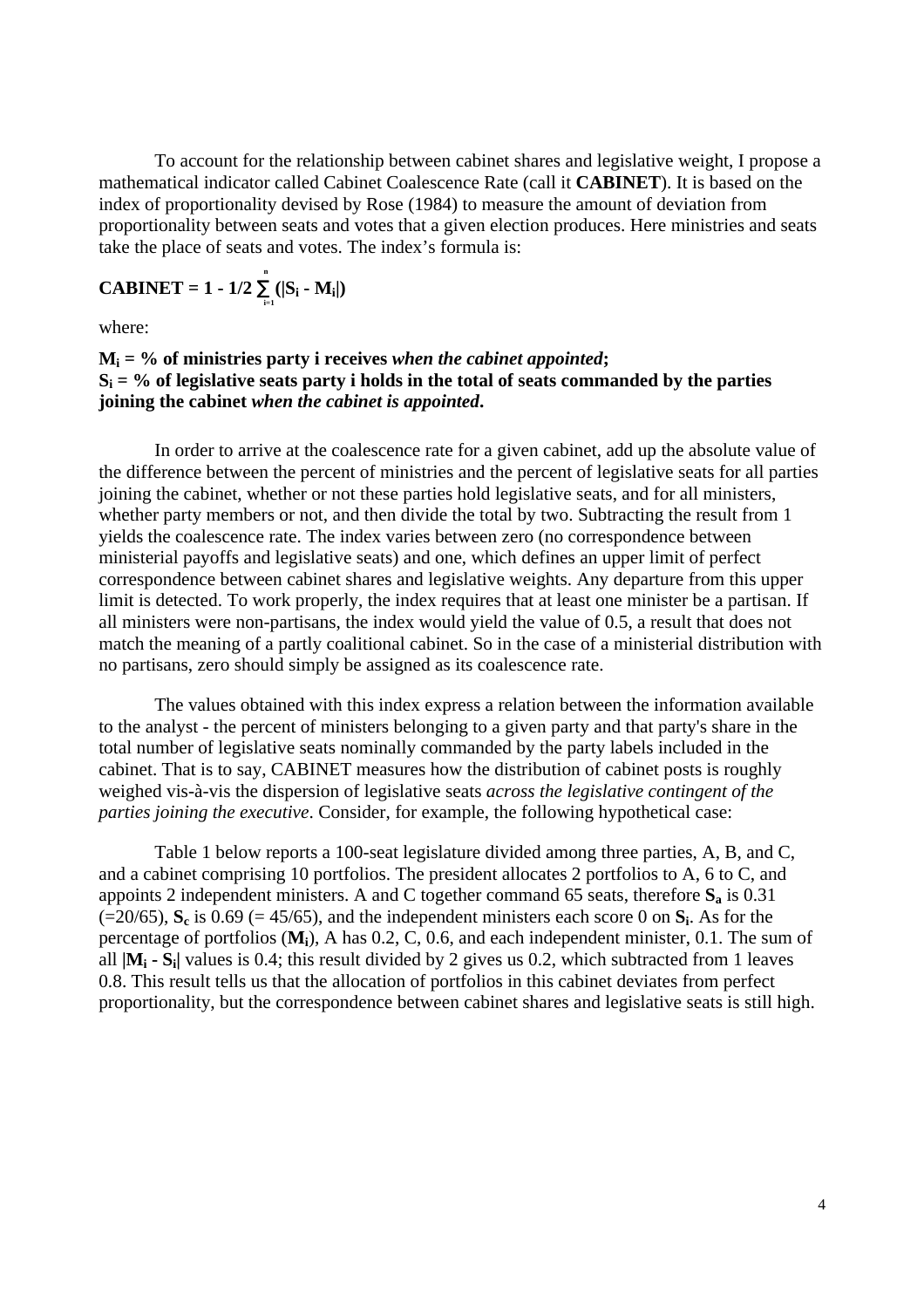To account for the relationship between cabinet shares and legislative weight, I propose a mathematical indicator called Cabinet Coalescence Rate (call it **CABINET**). It is based on the index of proportionality devised by Rose (1984) to measure the amount of deviation from proportionality between seats and votes that a given election produces. Here ministries and seats take the place of seats and votes. The index's formula is:

$$\textbf{CABINET} = 1 - 1/2 \sum_{i=1}^{n} (|S_i - M_i|)$$

where:

**$M_i$ = % of ministries party i receives *when the cabinet appointed*;**
**$S_i$ = % of legislative seats party i holds in the total of seats commanded by the parties joining the cabinet *when the cabinet is appointed*.**

In order to arrive at the coalescence rate for a given cabinet, add up the absolute value of the difference between the percent of ministries and the percent of legislative seats for all parties joining the cabinet, whether or not these parties hold legislative seats, and for all ministers, whether party members or not, and then divide the total by two. Subtracting the result from 1 yields the coalescence rate. The index varies between zero (no correspondence between ministerial payoffs and legislative seats) and one, which defines an upper limit of perfect correspondence between cabinet shares and legislative weights. Any departure from this upper limit is detected. To work properly, the index requires that at least one minister be a partisan. If all ministers were non-partisans, the index would yield the value of 0.5, a result that does not match the meaning of a partly coalitional cabinet. So in the case of a ministerial distribution with no partisans, zero should simply be assigned as its coalescence rate.

The values obtained with this index express a relation between the information available to the analyst - the percent of ministers belonging to a given party and that party's share in the total number of legislative seats nominally commanded by the party labels included in the cabinet. That is to say, CABINET measures how the distribution of cabinet posts is roughly weighed vis-à-vis the dispersion of legislative seats *across the legislative contingent of the parties joining the executive*. Consider, for example, the following hypothetical case:

Table 1 below reports a 100-seat legislature divided among three parties, A, B, and C, and a cabinet comprising 10 portfolios. The president allocates 2 portfolios to A, 6 to C, and appoints 2 independent ministers. A and C together command 65 seats, therefore $\mathbf{S_a}$ is 0.31 (=20/65), $\mathbf{S_c}$ is 0.69 (= 45/65), and the independent ministers each score 0 on $\mathbf{S_i}$. As for the percentage of portfolios ($\mathbf{M_i}$), A has 0.2, C, 0.6, and each independent minister, 0.1. The sum of all $\mathbf{|M_i - S_i|}$ values is 0.4; this result divided by 2 gives us 0.2, which subtracted from 1 leaves 0.8. This result tells us that the allocation of portfolios in this cabinet deviates from perfect proportionality, but the correspondence between cabinet shares and legislative seats is still high.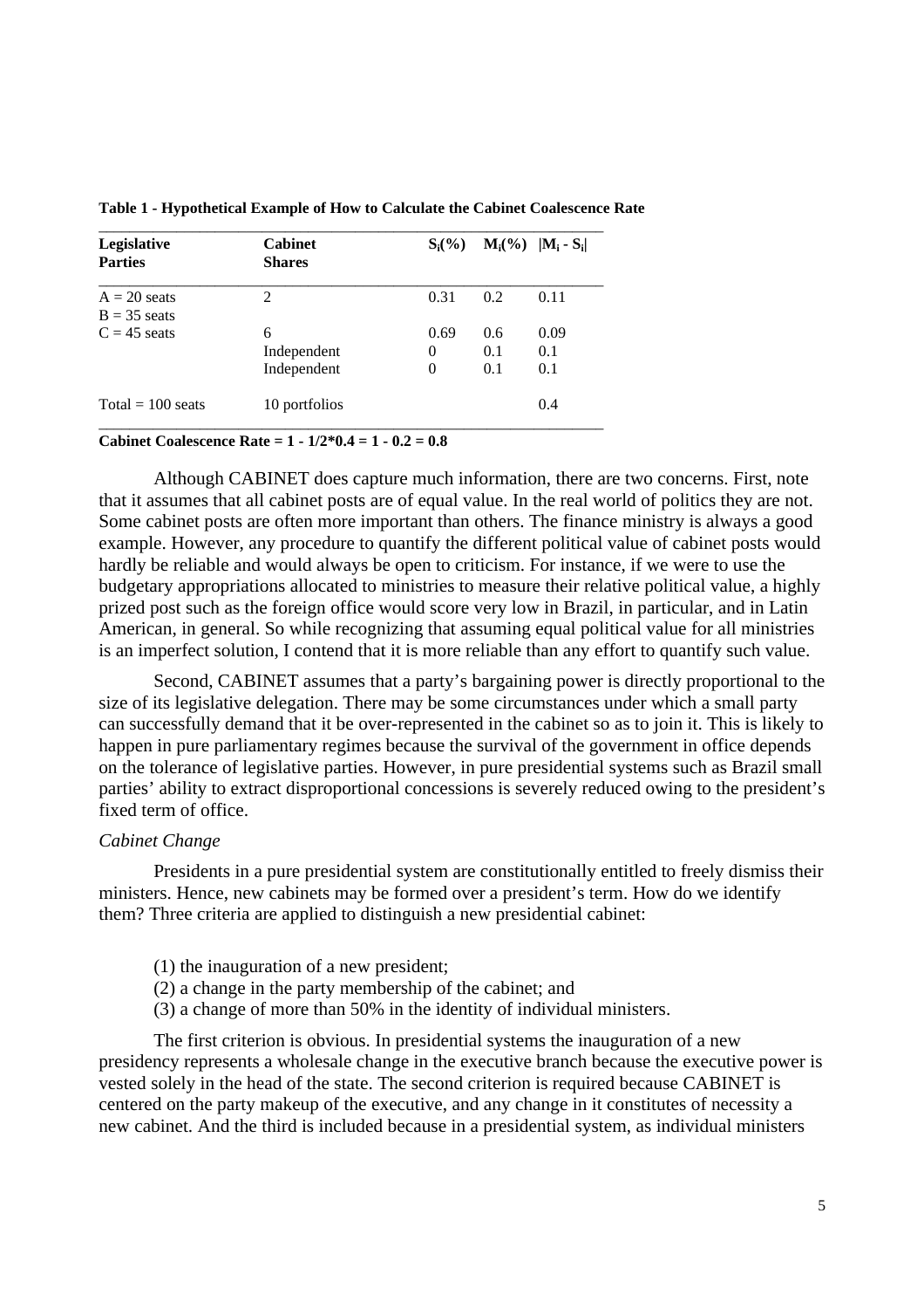**Table 1 - Hypothetical Example of How to Calculate the Cabinet Coalescence Rate**

| Legislative Parties | Cabinet Shares | $S_i$(%) | $M_i$(%) | $\|M_i - S_i\|$ |
|---|---|---|---|---|
| A = 20 seats | 2 | 0.31 | 0.2 | 0.11 |
| B = 35 seats | | | | |
| C = 45 seats | 6 | 0.69 | 0.6 | 0.09 |
| | Independent | 0 | 0.1 | 0.1 |
| | Independent | 0 | 0.1 | 0.1 |
| Total = 100 seats | 10 portfolios | | | 0.4 |

**Cabinet Coalescence Rate = 1 - 1/2*0.4 = 1 - 0.2 = 0.8**

Although CABINET does capture much information, there are two concerns. First, note that it assumes that all cabinet posts are of equal value. In the real world of politics they are not. Some cabinet posts are often more important than others. The finance ministry is always a good example. However, any procedure to quantify the different political value of cabinet posts would hardly be reliable and would always be open to criticism. For instance, if we were to use the budgetary appropriations allocated to ministries to measure their relative political value, a highly prized post such as the foreign office would score very low in Brazil, in particular, and in Latin American, in general. So while recognizing that assuming equal political value for all ministries is an imperfect solution, I contend that it is more reliable than any effort to quantify such value.

Second, CABINET assumes that a party's bargaining power is directly proportional to the size of its legislative delegation. There may be some circumstances under which a small party can successfully demand that it be over-represented in the cabinet so as to join it. This is likely to happen in pure parliamentary regimes because the survival of the government in office depends on the tolerance of legislative parties. However, in pure presidential systems such as Brazil small parties' ability to extract disproportional concessions is severely reduced owing to the president's fixed term of office.

*Cabinet Change*

Presidents in a pure presidential system are constitutionally entitled to freely dismiss their ministers. Hence, new cabinets may be formed over a president's term. How do we identify them? Three criteria are applied to distinguish a new presidential cabinet:

(1) the inauguration of a new president;
(2) a change in the party membership of the cabinet; and
(3) a change of more than 50% in the identity of individual ministers.

The first criterion is obvious. In presidential systems the inauguration of a new presidency represents a wholesale change in the executive branch because the executive power is vested solely in the head of the state. The second criterion is required because CABINET is centered on the party makeup of the executive, and any change in it constitutes of necessity a new cabinet. And the third is included because in a presidential system, as individual ministers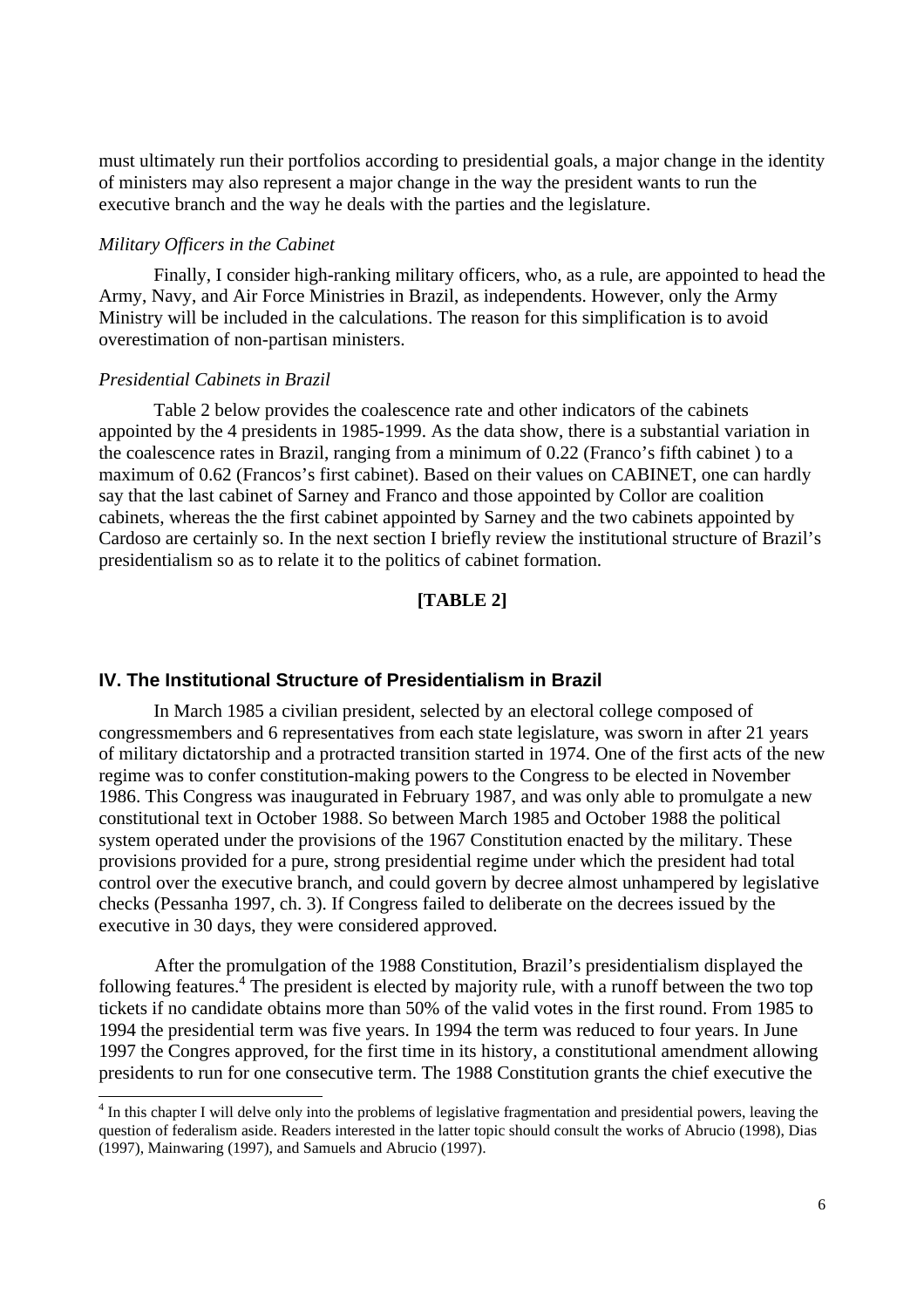must ultimately run their portfolios according to presidential goals, a major change in the identity of ministers may also represent a major change in the way the president wants to run the executive branch and the way he deals with the parties and the legislature.

*Military Officers in the Cabinet*

Finally, I consider high-ranking military officers, who, as a rule, are appointed to head the Army, Navy, and Air Force Ministries in Brazil, as independents. However, only the Army Ministry will be included in the calculations. The reason for this simplification is to avoid overestimation of non-partisan ministers.

*Presidential Cabinets in Brazil*

Table 2 below provides the coalescence rate and other indicators of the cabinets appointed by the 4 presidents in 1985-1999. As the data show, there is a substantial variation in the coalescence rates in Brazil, ranging from a minimum of 0.22 (Franco's fifth cabinet ) to a maximum of 0.62 (Francos's first cabinet). Based on their values on CABINET, one can hardly say that the last cabinet of Sarney and Franco and those appointed by Collor are coalition cabinets, whereas the the first cabinet appointed by Sarney and the two cabinets appointed by Cardoso are certainly so. In the next section I briefly review the institutional structure of Brazil's presidentialism so as to relate it to the politics of cabinet formation.

**[TABLE 2]**

## IV. The Institutional Structure of Presidentialism in Brazil

In March 1985 a civilian president, selected by an electoral college composed of congressmembers and 6 representatives from each state legislature, was sworn in after 21 years of military dictatorship and a protracted transition started in 1974. One of the first acts of the new regime was to confer constitution-making powers to the Congress to be elected in November 1986. This Congress was inaugurated in February 1987, and was only able to promulgate a new constitutional text in October 1988. So between March 1985 and October 1988 the political system operated under the provisions of the 1967 Constitution enacted by the military. These provisions provided for a pure, strong presidential regime under which the president had total control over the executive branch, and could govern by decree almost unhampered by legislative checks (Pessanha 1997, ch. 3). If Congress failed to deliberate on the decrees issued by the executive in 30 days, they were considered approved.

After the promulgation of the 1988 Constitution, Brazil's presidentialism displayed the following features.[4] The president is elected by majority rule, with a runoff between the two top tickets if no candidate obtains more than 50% of the valid votes in the first round. From 1985 to 1994 the presidential term was five years. In 1994 the term was reduced to four years. In June 1997 the Congres approved, for the first time in its history, a constitutional amendment allowing presidents to run for one consecutive term. The 1988 Constitution grants the chief executive the

[4] In this chapter I will delve only into the problems of legislative fragmentation and presidential powers, leaving the question of federalism aside. Readers interested in the latter topic should consult the works of Abrucio (1998), Dias (1997), Mainwaring (1997), and Samuels and Abrucio (1997).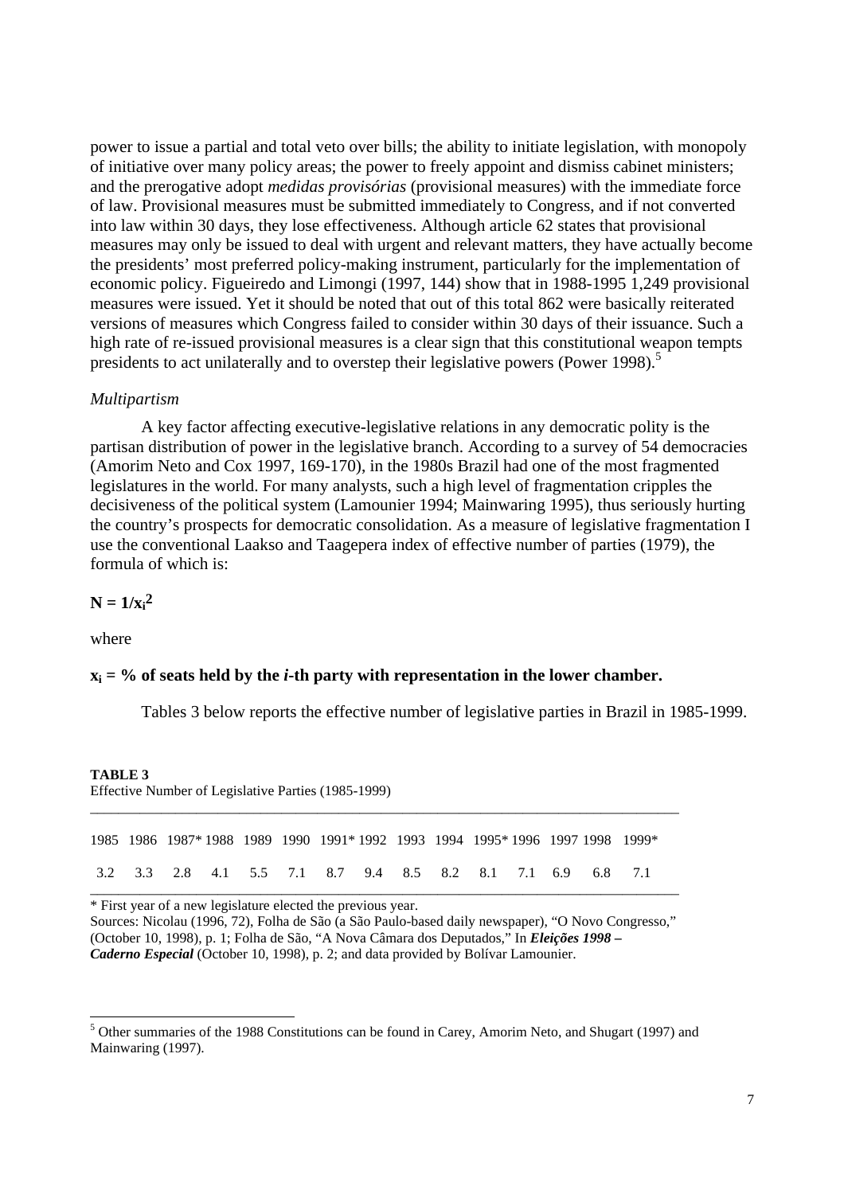power to issue a partial and total veto over bills; the ability to initiate legislation, with monopoly of initiative over many policy areas; the power to freely appoint and dismiss cabinet ministers; and the prerogative adopt *medidas provisórias* (provisional measures) with the immediate force of law. Provisional measures must be submitted immediately to Congress, and if not converted into law within 30 days, they lose effectiveness. Although article 62 states that provisional measures may only be issued to deal with urgent and relevant matters, they have actually become the presidents' most preferred policy-making instrument, particularly for the implementation of economic policy. Figueiredo and Limongi (1997, 144) show that in 1988-1995 1,249 provisional measures were issued. Yet it should be noted that out of this total 862 were basically reiterated versions of measures which Congress failed to consider within 30 days of their issuance. Such a high rate of re-issued provisional measures is a clear sign that this constitutional weapon tempts presidents to act unilaterally and to overstep their legislative powers (Power 1998).[5]

*Multipartism*

A key factor affecting executive-legislative relations in any democratic polity is the partisan distribution of power in the legislative branch. According to a survey of 54 democracies (Amorim Neto and Cox 1997, 169-170), in the 1980s Brazil had one of the most fragmented legislatures in the world. For many analysts, such a high level of fragmentation cripples the decisiveness of the political system (Lamounier 1994; Mainwaring 1995), thus seriously hurting the country's prospects for democratic consolidation. As a measure of legislative fragmentation I use the conventional Laakso and Taagepera index of effective number of parties (1979), the formula of which is:

$$\mathbf{N = 1/x_i^2}$$

where

$\mathbf{x_i}$ **= % of seats held by the *i*-th party with representation in the lower chamber.**

Tables 3 below reports the effective number of legislative parties in Brazil in 1985-1999.

**TABLE 3**
Effective Number of Legislative Parties (1985-1999)

| 1985 | 1986 | 1987* | 1988 | 1989 | 1990 | 1991* | 1992 | 1993 | 1994 | 1995* | 1996 | 1997 | 1998 | 1999* |
|---|---|---|---|---|---|---|---|---|---|---|---|---|---|---|
| 3.2 | 3.3 | 2.8 | 4.1 | 5.5 | 7.1 | 8.7 | 9.4 | 8.5 | 8.2 | 8.1 | 7.1 | 6.9 | 6.8 | 7.1 |

\* First year of a new legislature elected the previous year.
Sources: Nicolau (1996, 72), Folha de São (a São Paulo-based daily newspaper), "O Novo Congresso," (October 10, 1998), p. 1; Folha de São, "A Nova Câmara dos Deputados," In ***Eleições 1998 – Caderno Especial*** (October 10, 1998), p. 2; and data provided by Bolívar Lamounier.

[5] Other summaries of the 1988 Constitutions can be found in Carey, Amorim Neto, and Shugart (1997) and Mainwaring (1997).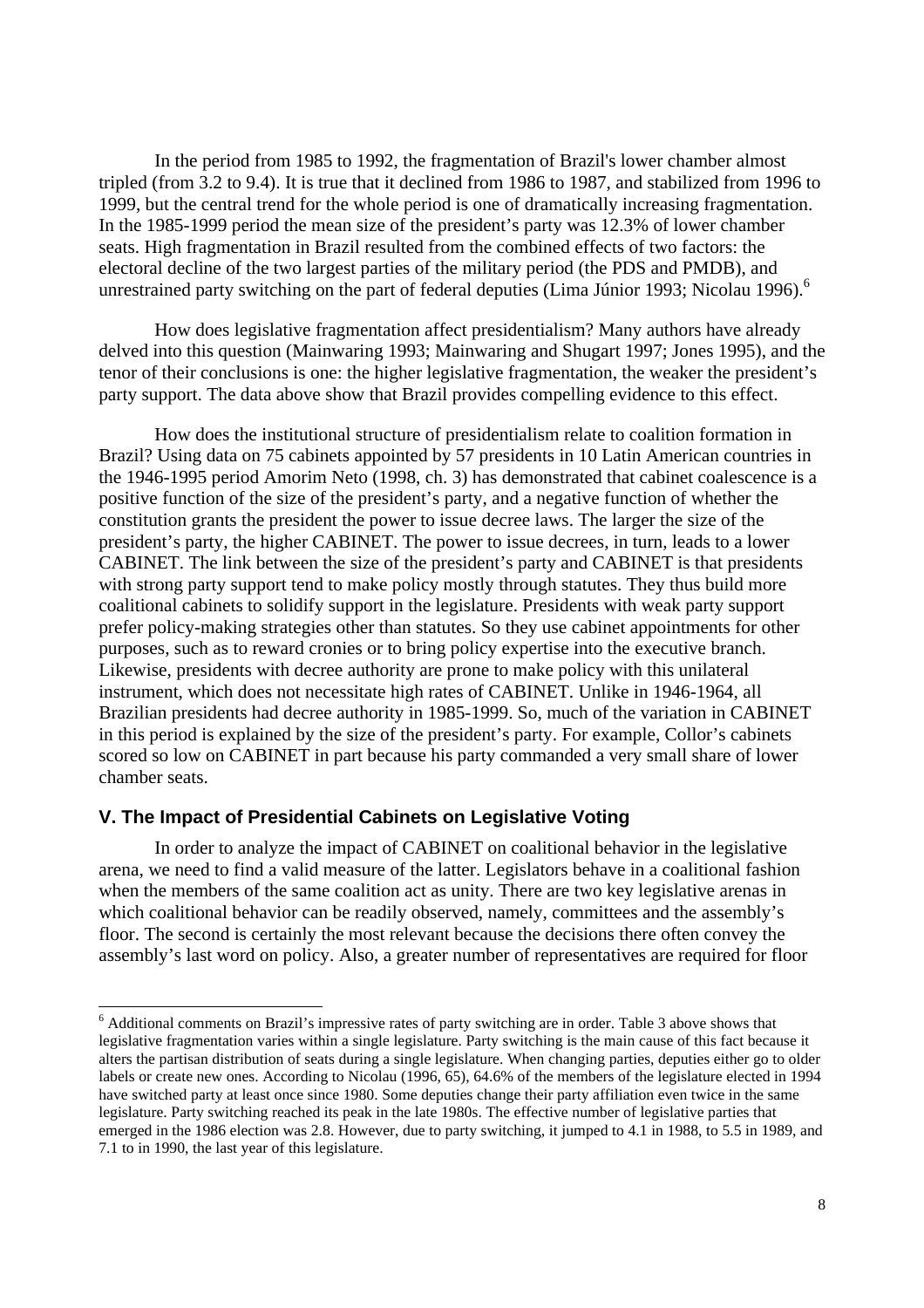In the period from 1985 to 1992, the fragmentation of Brazil's lower chamber almost tripled (from 3.2 to 9.4). It is true that it declined from 1986 to 1987, and stabilized from 1996 to 1999, but the central trend for the whole period is one of dramatically increasing fragmentation. In the 1985-1999 period the mean size of the president's party was 12.3% of lower chamber seats. High fragmentation in Brazil resulted from the combined effects of two factors: the electoral decline of the two largest parties of the military period (the PDS and PMDB), and unrestrained party switching on the part of federal deputies (Lima Júnior 1993; Nicolau 1996).[6]

How does legislative fragmentation affect presidentialism? Many authors have already delved into this question (Mainwaring 1993; Mainwaring and Shugart 1997; Jones 1995), and the tenor of their conclusions is one: the higher legislative fragmentation, the weaker the president's party support. The data above show that Brazil provides compelling evidence to this effect.

How does the institutional structure of presidentialism relate to coalition formation in Brazil? Using data on 75 cabinets appointed by 57 presidents in 10 Latin American countries in the 1946-1995 period Amorim Neto (1998, ch. 3) has demonstrated that cabinet coalescence is a positive function of the size of the president's party, and a negative function of whether the constitution grants the president the power to issue decree laws. The larger the size of the president's party, the higher CABINET. The power to issue decrees, in turn, leads to a lower CABINET. The link between the size of the president's party and CABINET is that presidents with strong party support tend to make policy mostly through statutes. They thus build more coalitional cabinets to solidify support in the legislature. Presidents with weak party support prefer policy-making strategies other than statutes. So they use cabinet appointments for other purposes, such as to reward cronies or to bring policy expertise into the executive branch. Likewise, presidents with decree authority are prone to make policy with this unilateral instrument, which does not necessitate high rates of CABINET. Unlike in 1946-1964, all Brazilian presidents had decree authority in 1985-1999. So, much of the variation in CABINET in this period is explained by the size of the president's party. For example, Collor's cabinets scored so low on CABINET in part because his party commanded a very small share of lower chamber seats.

## V. The Impact of Presidential Cabinets on Legislative Voting

In order to analyze the impact of CABINET on coalitional behavior in the legislative arena, we need to find a valid measure of the latter. Legislators behave in a coalitional fashion when the members of the same coalition act as unity. There are two key legislative arenas in which coalitional behavior can be readily observed, namely, committees and the assembly's floor. The second is certainly the most relevant because the decisions there often convey the assembly's last word on policy. Also, a greater number of representatives are required for floor

---

[6] Additional comments on Brazil's impressive rates of party switching are in order. Table 3 above shows that legislative fragmentation varies within a single legislature. Party switching is the main cause of this fact because it alters the partisan distribution of seats during a single legislature. When changing parties, deputies either go to older labels or create new ones. According to Nicolau (1996, 65), 64.6% of the members of the legislature elected in 1994 have switched party at least once since 1980. Some deputies change their party affiliation even twice in the same legislature. Party switching reached its peak in the late 1980s. The effective number of legislative parties that emerged in the 1986 election was 2.8. However, due to party switching, it jumped to 4.1 in 1988, to 5.5 in 1989, and 7.1 to in 1990, the last year of this legislature.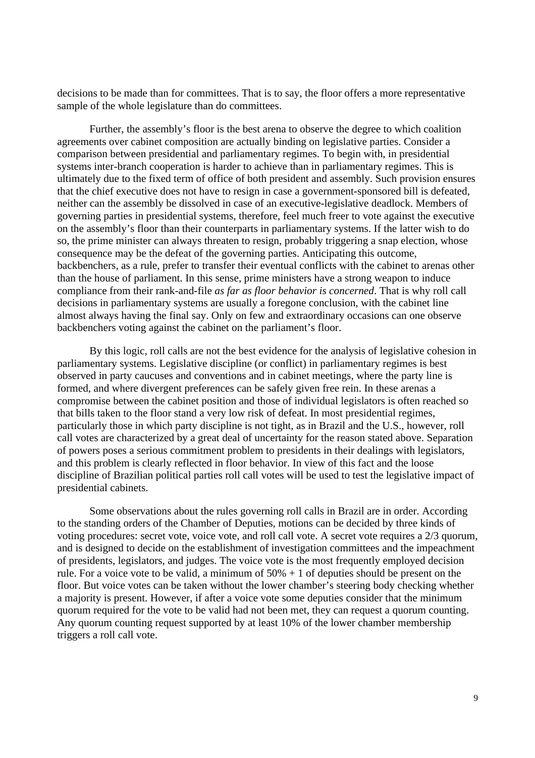decisions to be made than for committees. That is to say, the floor offers a more representative sample of the whole legislature than do committees.

Further, the assembly's floor is the best arena to observe the degree to which coalition agreements over cabinet composition are actually binding on legislative parties. Consider a comparison between presidential and parliamentary regimes. To begin with, in presidential systems inter-branch cooperation is harder to achieve than in parliamentary regimes. This is ultimately due to the fixed term of office of both president and assembly. Such provision ensures that the chief executive does not have to resign in case a government-sponsored bill is defeated, neither can the assembly be dissolved in case of an executive-legislative deadlock. Members of governing parties in presidential systems, therefore, feel much freer to vote against the executive on the assembly's floor than their counterparts in parliamentary systems. If the latter wish to do so, the prime minister can always threaten to resign, probably triggering a snap election, whose consequence may be the defeat of the governing parties. Anticipating this outcome, backbenchers, as a rule, prefer to transfer their eventual conflicts with the cabinet to arenas other than the house of parliament. In this sense, prime ministers have a strong weapon to induce compliance from their rank-and-file *as far as floor behavior is concerned*. That is why roll call decisions in parliamentary systems are usually a foregone conclusion, with the cabinet line almost always having the final say. Only on few and extraordinary occasions can one observe backbenchers voting against the cabinet on the parliament's floor.

By this logic, roll calls are not the best evidence for the analysis of legislative cohesion in parliamentary systems. Legislative discipline (or conflict) in parliamentary regimes is best observed in party caucuses and conventions and in cabinet meetings, where the party line is formed, and where divergent preferences can be safely given free rein. In these arenas a compromise between the cabinet position and those of individual legislators is often reached so that bills taken to the floor stand a very low risk of defeat. In most presidential regimes, particularly those in which party discipline is not tight, as in Brazil and the U.S., however, roll call votes are characterized by a great deal of uncertainty for the reason stated above. Separation of powers poses a serious commitment problem to presidents in their dealings with legislators, and this problem is clearly reflected in floor behavior. In view of this fact and the loose discipline of Brazilian political parties roll call votes will be used to test the legislative impact of presidential cabinets.

Some observations about the rules governing roll calls in Brazil are in order. According to the standing orders of the Chamber of Deputies, motions can be decided by three kinds of voting procedures: secret vote, voice vote, and roll call vote. A secret vote requires a 2/3 quorum, and is designed to decide on the establishment of investigation committees and the impeachment of presidents, legislators, and judges. The voice vote is the most frequently employed decision rule. For a voice vote to be valid, a minimum of 50% + 1 of deputies should be present on the floor. But voice votes can be taken without the lower chamber's steering body checking whether a majority is present. However, if after a voice vote some deputies consider that the minimum quorum required for the vote to be valid had not been met, they can request a quorum counting. Any quorum counting request supported by at least 10% of the lower chamber membership triggers a roll call vote.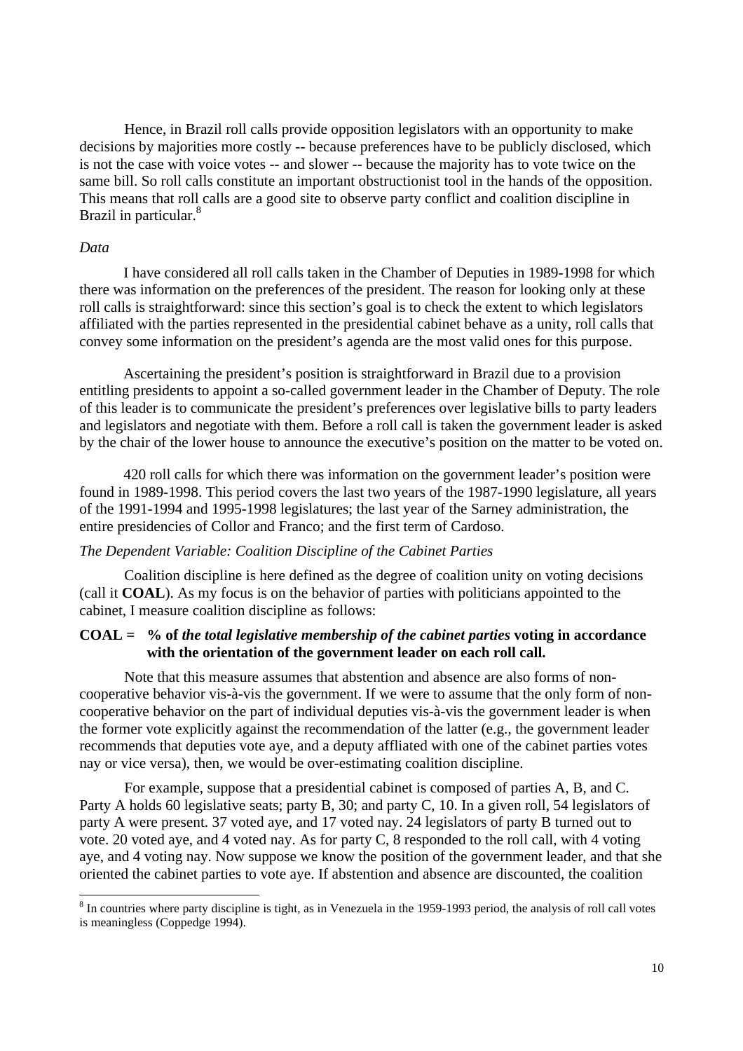Hence, in Brazil roll calls provide opposition legislators with an opportunity to make decisions by majorities more costly -- because preferences have to be publicly disclosed, which is not the case with voice votes -- and slower -- because the majority has to vote twice on the same bill. So roll calls constitute an important obstructionist tool in the hands of the opposition. This means that roll calls are a good site to observe party conflict and coalition discipline in Brazil in particular.[8]

*Data*

I have considered all roll calls taken in the Chamber of Deputies in 1989-1998 for which there was information on the preferences of the president. The reason for looking only at these roll calls is straightforward: since this section's goal is to check the extent to which legislators affiliated with the parties represented in the presidential cabinet behave as a unity, roll calls that convey some information on the president's agenda are the most valid ones for this purpose.

Ascertaining the president's position is straightforward in Brazil due to a provision entitling presidents to appoint a so-called government leader in the Chamber of Deputy. The role of this leader is to communicate the president's preferences over legislative bills to party leaders and legislators and negotiate with them. Before a roll call is taken the government leader is asked by the chair of the lower house to announce the executive's position on the matter to be voted on.

420 roll calls for which there was information on the government leader's position were found in 1989-1998. This period covers the last two years of the 1987-1990 legislature, all years of the 1991-1994 and 1995-1998 legislatures; the last year of the Sarney administration, the entire presidencies of Collor and Franco; and the first term of Cardoso.

*The Dependent Variable: Coalition Discipline of the Cabinet Parties*

Coalition discipline is here defined as the degree of coalition unity on voting decisions (call it **COAL**). As my focus is on the behavior of parties with politicians appointed to the cabinet, I measure coalition discipline as follows:

**COAL = % of *the total legislative membership of the cabinet parties* voting in accordance with the orientation of the government leader on each roll call.**

Note that this measure assumes that abstention and absence are also forms of non-cooperative behavior vis-à-vis the government. If we were to assume that the only form of non-cooperative behavior on the part of individual deputies vis-à-vis the government leader is when the former vote explicitly against the recommendation of the latter (e.g., the government leader recommends that deputies vote aye, and a deputy affliated with one of the cabinet parties votes nay or vice versa), then, we would be over-estimating coalition discipline.

For example, suppose that a presidential cabinet is composed of parties A, B, and C. Party A holds 60 legislative seats; party B, 30; and party C, 10. In a given roll, 54 legislators of party A were present. 37 voted aye, and 17 voted nay. 24 legislators of party B turned out to vote. 20 voted aye, and 4 voted nay. As for party C, 8 responded to the roll call, with 4 voting aye, and 4 voting nay. Now suppose we know the position of the government leader, and that she oriented the cabinet parties to vote aye. If abstention and absence are discounted, the coalition

[8] In countries where party discipline is tight, as in Venezuela in the 1959-1993 period, the analysis of roll call votes is meaningless (Coppedge 1994).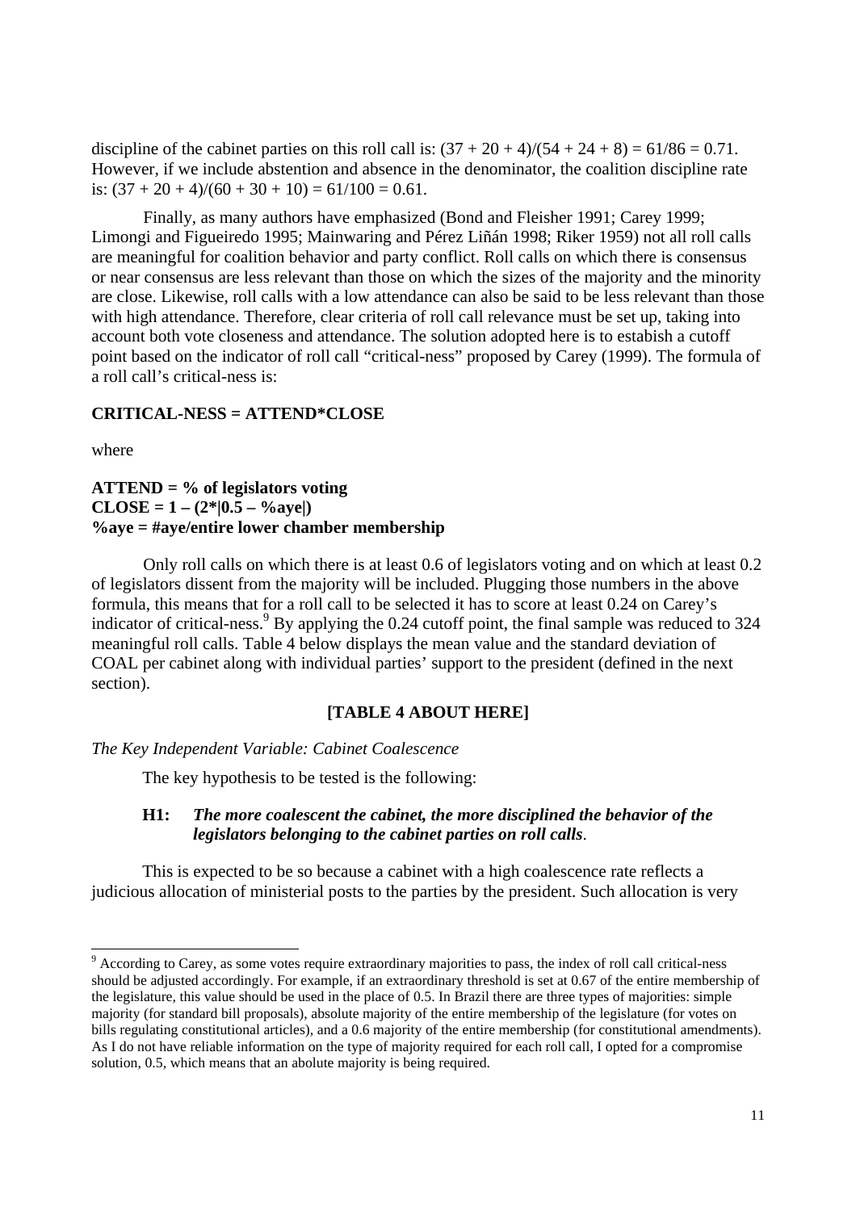discipline of the cabinet parties on this roll call is: $(37 + 20 + 4)/(54 + 24 + 8) = 61/86 = 0.71$. However, if we include abstention and absence in the denominator, the coalition discipline rate is: $(37 + 20 + 4)/(60 + 30 + 10) = 61/100 = 0.61$.

Finally, as many authors have emphasized (Bond and Fleisher 1991; Carey 1999; Limongi and Figueiredo 1995; Mainwaring and Pérez Liñán 1998; Riker 1959) not all roll calls are meaningful for coalition behavior and party conflict. Roll calls on which there is consensus or near consensus are less relevant than those on which the sizes of the majority and the minority are close. Likewise, roll calls with a low attendance can also be said to be less relevant than those with high attendance. Therefore, clear criteria of roll call relevance must be set up, taking into account both vote closeness and attendance. The solution adopted here is to estabish a cutoff point based on the indicator of roll call "critical-ness" proposed by Carey (1999). The formula of a roll call's critical-ness is:

**CRITICAL-NESS = ATTEND*CLOSE**

where

**ATTEND = % of legislators voting**
**CLOSE = 1 – (2*|0.5 – %aye|)**
**%aye = #aye/entire lower chamber membership**

Only roll calls on which there is at least 0.6 of legislators voting and on which at least 0.2 of legislators dissent from the majority will be included. Plugging those numbers in the above formula, this means that for a roll call to be selected it has to score at least 0.24 on Carey's indicator of critical-ness.[9] By applying the 0.24 cutoff point, the final sample was reduced to 324 meaningful roll calls. Table 4 below displays the mean value and the standard deviation of COAL per cabinet along with individual parties' support to the president (defined in the next section).

**[TABLE 4 ABOUT HERE]**

*The Key Independent Variable: Cabinet Coalescence*

The key hypothesis to be tested is the following:

**H1:** ***The more coalescent the cabinet, the more disciplined the behavior of the legislators belonging to the cabinet parties on roll calls***.

This is expected to be so because a cabinet with a high coalescence rate reflects a judicious allocation of ministerial posts to the parties by the president. Such allocation is very

[9] According to Carey, as some votes require extraordinary majorities to pass, the index of roll call critical-ness should be adjusted accordingly. For example, if an extraordinary threshold is set at 0.67 of the entire membership of the legislature, this value should be used in the place of 0.5. In Brazil there are three types of majorities: simple majority (for standard bill proposals), absolute majority of the entire membership of the legislature (for votes on bills regulating constitutional articles), and a 0.6 majority of the entire membership (for constitutional amendments). As I do not have reliable information on the type of majority required for each roll call, I opted for a compromise solution, 0.5, which means that an abolute majority is being required.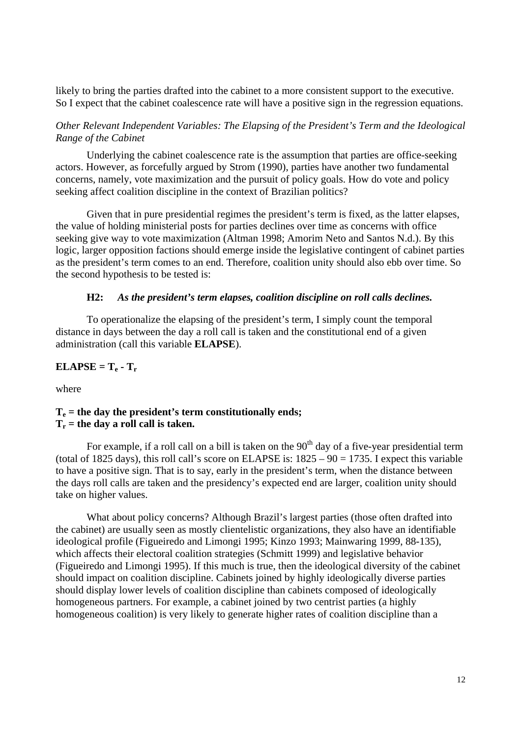likely to bring the parties drafted into the cabinet to a more consistent support to the executive. So I expect that the cabinet coalescence rate will have a positive sign in the regression equations.

*Other Relevant Independent Variables: The Elapsing of the President's Term and the Ideological Range of the Cabinet*

Underlying the cabinet coalescence rate is the assumption that parties are office-seeking actors. However, as forcefully argued by Strom (1990), parties have another two fundamental concerns, namely, vote maximization and the pursuit of policy goals. How do vote and policy seeking affect coalition discipline in the context of Brazilian politics?

Given that in pure presidential regimes the president's term is fixed, as the latter elapses, the value of holding ministerial posts for parties declines over time as concerns with office seeking give way to vote maximization (Altman 1998; Amorim Neto and Santos N.d.). By this logic, larger opposition factions should emerge inside the legislative contingent of cabinet parties as the president's term comes to an end. Therefore, coalition unity should also ebb over time. So the second hypothesis to be tested is:

**H2:** ***As the president's term elapses, coalition discipline on roll calls declines.***

To operationalize the elapsing of the president's term, I simply count the temporal distance in days between the day a roll call is taken and the constitutional end of a given administration (call this variable **ELAPSE**).

$$\mathbf{ELAPSE = T_e - T_r}$$

where

**$T_e$ = the day the president's term constitutionally ends;**
**$T_r$ = the day a roll call is taken.**

For example, if a roll call on a bill is taken on the 90th day of a five-year presidential term (total of 1825 days), this roll call's score on ELAPSE is: $1825 – 90 = 1735$. I expect this variable to have a positive sign. That is to say, early in the president's term, when the distance between the days roll calls are taken and the presidency's expected end are larger, coalition unity should take on higher values.

What about policy concerns? Although Brazil's largest parties (those often drafted into the cabinet) are usually seen as mostly clientelistic organizations, they also have an identifiable ideological profile (Figueiredo and Limongi 1995; Kinzo 1993; Mainwaring 1999, 88-135), which affects their electoral coalition strategies (Schmitt 1999) and legislative behavior (Figueiredo and Limongi 1995). If this much is true, then the ideological diversity of the cabinet should impact on coalition discipline. Cabinets joined by highly ideologically diverse parties should display lower levels of coalition discipline than cabinets composed of ideologically homogeneous partners. For example, a cabinet joined by two centrist parties (a highly homogeneous coalition) is very likely to generate higher rates of coalition discipline than a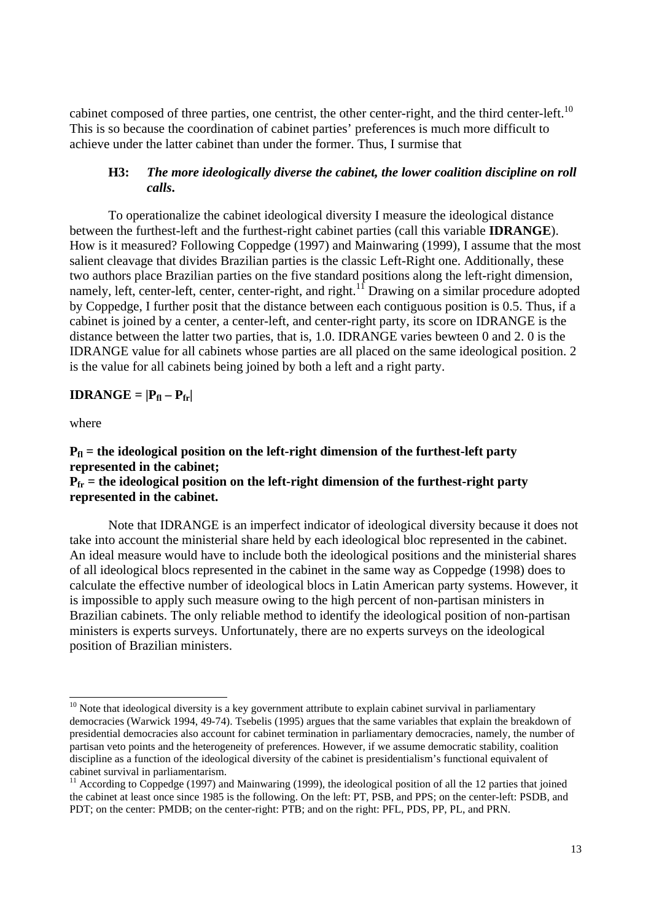cabinet composed of three parties, one centrist, the other center-right, and the third center-left.[10] This is so because the coordination of cabinet parties' preferences is much more difficult to achieve under the latter cabinet than under the former. Thus, I surmise that

> **H3:** ***The more ideologically diverse the cabinet, the lower coalition discipline on roll calls.***

To operationalize the cabinet ideological diversity I measure the ideological distance between the furthest-left and the furthest-right cabinet parties (call this variable **IDRANGE**). How is it measured? Following Coppedge (1997) and Mainwaring (1999), I assume that the most salient cleavage that divides Brazilian parties is the classic Left-Right one. Additionally, these two authors place Brazilian parties on the five standard positions along the left-right dimension, namely, left, center-left, center, center-right, and right.[11] Drawing on a similar procedure adopted by Coppedge, I further posit that the distance between each contiguous position is 0.5. Thus, if a cabinet is joined by a center, a center-left, and center-right party, its score on IDRANGE is the distance between the latter two parties, that is, 1.0. IDRANGE varies bewteen 0 and 2. 0 is the IDRANGE value for all cabinets whose parties are all placed on the same ideological position. 2 is the value for all cabinets being joined by both a left and a right party.

$$\textbf{IDRANGE} = |P_{fl} - P_{fr}|$$

where

**$P_{fl}$ = the ideological position on the left-right dimension of the furthest-left party represented in the cabinet;**
**$P_{fr}$ = the ideological position on the left-right dimension of the furthest-right party represented in the cabinet.**

Note that IDRANGE is an imperfect indicator of ideological diversity because it does not take into account the ministerial share held by each ideological bloc represented in the cabinet. An ideal measure would have to include both the ideological positions and the ministerial shares of all ideological blocs represented in the cabinet in the same way as Coppedge (1998) does to calculate the effective number of ideological blocs in Latin American party systems. However, it is impossible to apply such measure owing to the high percent of non-partisan ministers in Brazilian cabinets. The only reliable method to identify the ideological position of non-partisan ministers is experts surveys. Unfortunately, there are no experts surveys on the ideological position of Brazilian ministers.

---

[10] Note that ideological diversity is a key government attribute to explain cabinet survival in parliamentary democracies (Warwick 1994, 49-74). Tsebelis (1995) argues that the same variables that explain the breakdown of presidential democracies also account for cabinet termination in parliamentary democracies, namely, the number of partisan veto points and the heterogeneity of preferences. However, if we assume democratic stability, coalition discipline as a function of the ideological diversity of the cabinet is presidentialism's functional equivalent of cabinet survival in parliamentarism.

[11] According to Coppedge (1997) and Mainwaring (1999), the ideological position of all the 12 parties that joined the cabinet at least once since 1985 is the following. On the left: PT, PSB, and PPS; on the center-left: PSDB, and PDT; on the center: PMDB; on the center-right: PTB; and on the right: PFL, PDS, PP, PL, and PRN.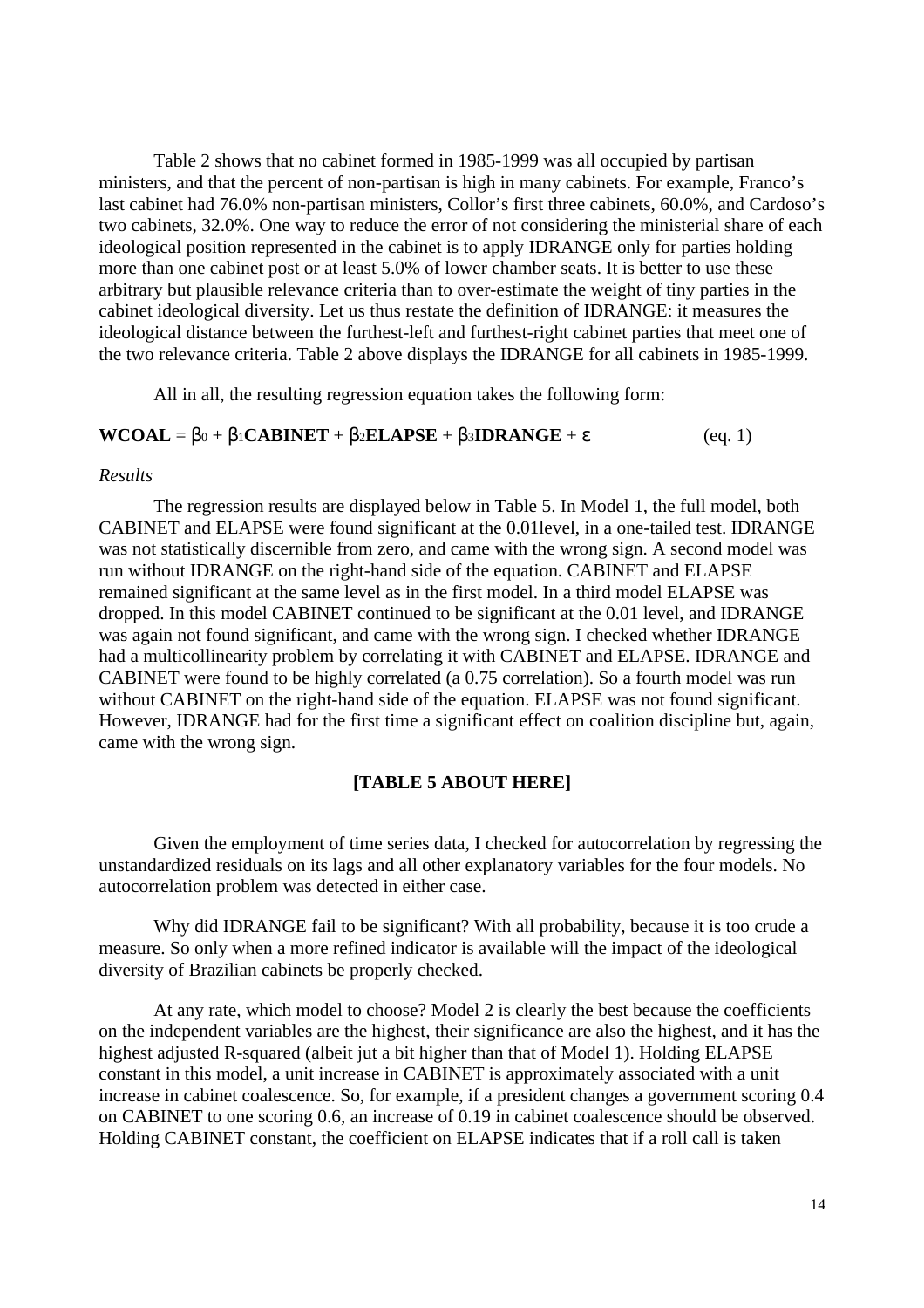Table 2 shows that no cabinet formed in 1985-1999 was all occupied by partisan ministers, and that the percent of non-partisan is high in many cabinets. For example, Franco's last cabinet had 76.0% non-partisan ministers, Collor's first three cabinets, 60.0%, and Cardoso's two cabinets, 32.0%. One way to reduce the error of not considering the ministerial share of each ideological position represented in the cabinet is to apply IDRANGE only for parties holding more than one cabinet post or at least 5.0% of lower chamber seats. It is better to use these arbitrary but plausible relevance criteria than to over-estimate the weight of tiny parties in the cabinet ideological diversity. Let us thus restate the definition of IDRANGE: it measures the ideological distance between the furthest-left and furthest-right cabinet parties that meet one of the two relevance criteria. Table 2 above displays the IDRANGE for all cabinets in 1985-1999.

All in all, the resulting regression equation takes the following form:

$$\textbf{WCOAL} = \beta_0 + \beta_1\textbf{CABINET} + \beta_2\textbf{ELAPSE} + \beta_3\textbf{IDRANGE} + \varepsilon \qquad \text{(eq. 1)}$$

*Results*

The regression results are displayed below in Table 5. In Model 1, the full model, both CABINET and ELAPSE were found significant at the 0.01level, in a one-tailed test. IDRANGE was not statistically discernible from zero, and came with the wrong sign. A second model was run without IDRANGE on the right-hand side of the equation. CABINET and ELAPSE remained significant at the same level as in the first model. In a third model ELAPSE was dropped. In this model CABINET continued to be significant at the 0.01 level, and IDRANGE was again not found significant, and came with the wrong sign. I checked whether IDRANGE had a multicollinearity problem by correlating it with CABINET and ELAPSE. IDRANGE and CABINET were found to be highly correlated (a 0.75 correlation). So a fourth model was run without CABINET on the right-hand side of the equation. ELAPSE was not found significant. However, IDRANGE had for the first time a significant effect on coalition discipline but, again, came with the wrong sign.

**[TABLE 5 ABOUT HERE]**

Given the employment of time series data, I checked for autocorrelation by regressing the unstandardized residuals on its lags and all other explanatory variables for the four models. No autocorrelation problem was detected in either case.

Why did IDRANGE fail to be significant? With all probability, because it is too crude a measure. So only when a more refined indicator is available will the impact of the ideological diversity of Brazilian cabinets be properly checked.

At any rate, which model to choose? Model 2 is clearly the best because the coefficients on the independent variables are the highest, their significance are also the highest, and it has the highest adjusted R-squared (albeit jut a bit higher than that of Model 1). Holding ELAPSE constant in this model, a unit increase in CABINET is approximately associated with a unit increase in cabinet coalescence. So, for example, if a president changes a government scoring 0.4 on CABINET to one scoring 0.6, an increase of 0.19 in cabinet coalescence should be observed. Holding CABINET constant, the coefficient on ELAPSE indicates that if a roll call is taken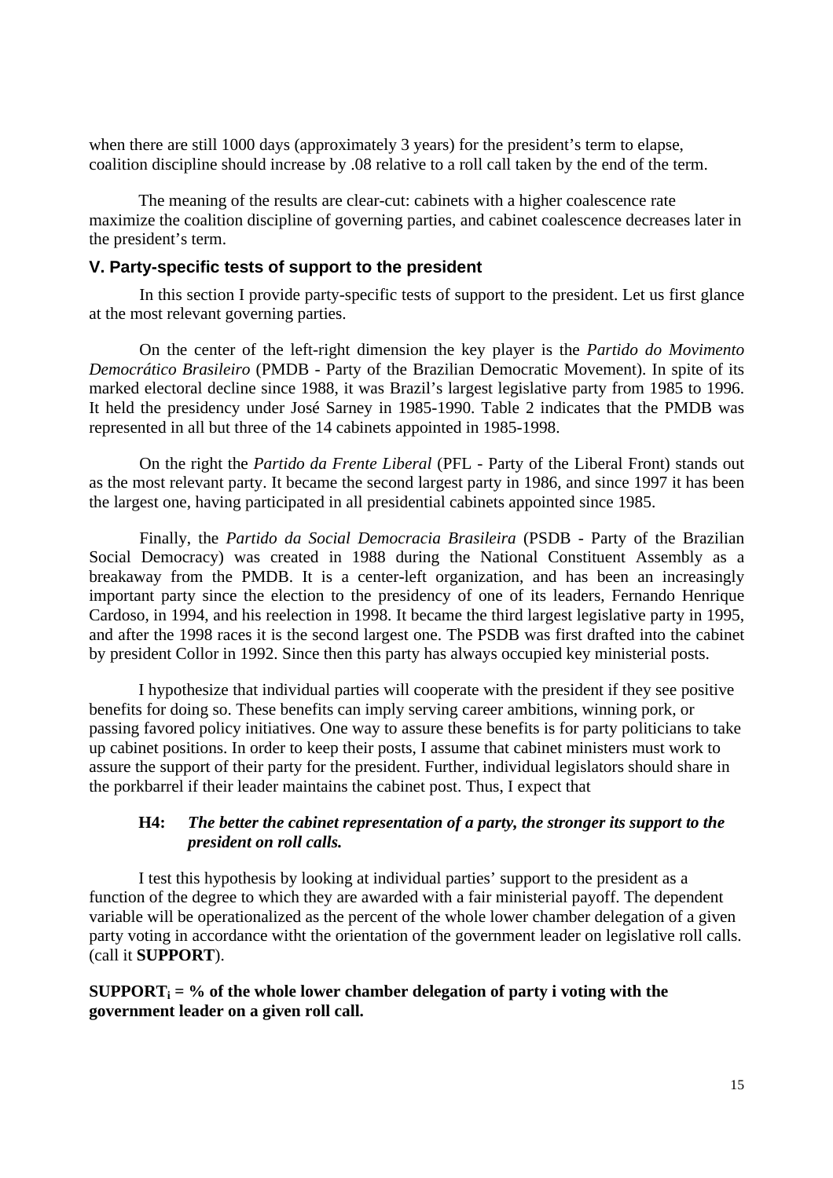when there are still 1000 days (approximately 3 years) for the president's term to elapse, coalition discipline should increase by .08 relative to a roll call taken by the end of the term.

The meaning of the results are clear-cut: cabinets with a higher coalescence rate maximize the coalition discipline of governing parties, and cabinet coalescence decreases later in the president's term.

## V. Party-specific tests of support to the president

In this section I provide party-specific tests of support to the president. Let us first glance at the most relevant governing parties.

On the center of the left-right dimension the key player is the *Partido do Movimento Democrático Brasileiro* (PMDB - Party of the Brazilian Democratic Movement). In spite of its marked electoral decline since 1988, it was Brazil's largest legislative party from 1985 to 1996. It held the presidency under José Sarney in 1985-1990. Table 2 indicates that the PMDB was represented in all but three of the 14 cabinets appointed in 1985-1998.

On the right the *Partido da Frente Liberal* (PFL - Party of the Liberal Front) stands out as the most relevant party. It became the second largest party in 1986, and since 1997 it has been the largest one, having participated in all presidential cabinets appointed since 1985.

Finally, the *Partido da Social Democracia Brasileira* (PSDB - Party of the Brazilian Social Democracy) was created in 1988 during the National Constituent Assembly as a breakaway from the PMDB. It is a center-left organization, and has been an increasingly important party since the election to the presidency of one of its leaders, Fernando Henrique Cardoso, in 1994, and his reelection in 1998. It became the third largest legislative party in 1995, and after the 1998 races it is the second largest one. The PSDB was first drafted into the cabinet by president Collor in 1992. Since then this party has always occupied key ministerial posts.

I hypothesize that individual parties will cooperate with the president if they see positive benefits for doing so. These benefits can imply serving career ambitions, winning pork, or passing favored policy initiatives. One way to assure these benefits is for party politicians to take up cabinet positions. In order to keep their posts, I assume that cabinet ministers must work to assure the support of their party for the president. Further, individual legislators should share in the porkbarrel if their leader maintains the cabinet post. Thus, I expect that

**H4:** ***The better the cabinet representation of a party, the stronger its support to the president on roll calls.***

I test this hypothesis by looking at individual parties' support to the president as a function of the degree to which they are awarded with a fair ministerial payoff. The dependent variable will be operationalized as the percent of the whole lower chamber delegation of a given party voting in accordance witht the orientation of the government leader on legislative roll calls. (call it **SUPPORT**).

**$SUPPORT_i$ = % of the whole lower chamber delegation of party i voting with the government leader on a given roll call.**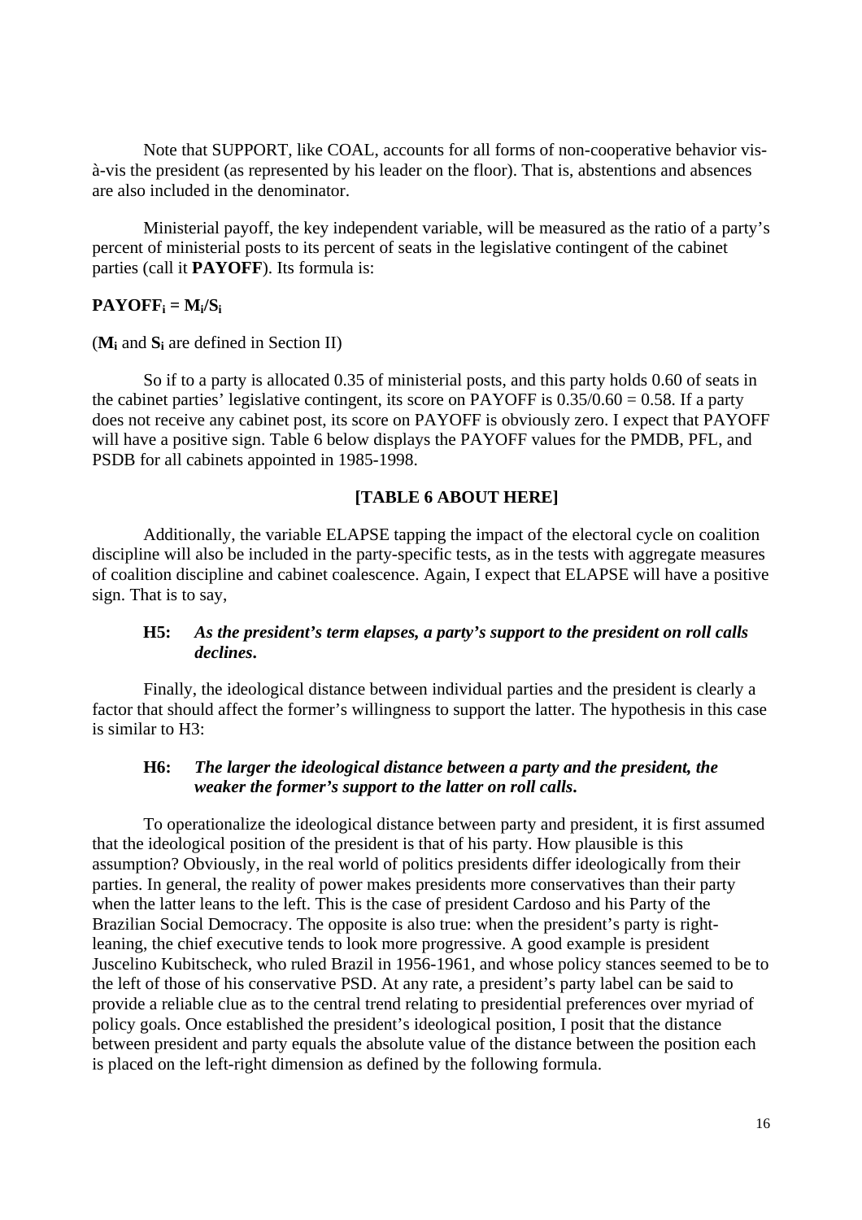Note that SUPPORT, like COAL, accounts for all forms of non-cooperative behavior vis-à-vis the president (as represented by his leader on the floor). That is, abstentions and absences are also included in the denominator.

Ministerial payoff, the key independent variable, will be measured as the ratio of a party's percent of ministerial posts to its percent of seats in the legislative contingent of the cabinet parties (call it **PAYOFF**). Its formula is:

$$\mathbf{PAYOFF_i = M_i/S_i}$$

($\mathbf{M_i}$ and $\mathbf{S_i}$ are defined in Section II)

So if to a party is allocated 0.35 of ministerial posts, and this party holds 0.60 of seats in the cabinet parties' legislative contingent, its score on PAYOFF is 0.35/0.60 = 0.58. If a party does not receive any cabinet post, its score on PAYOFF is obviously zero. I expect that PAYOFF will have a positive sign. Table 6 below displays the PAYOFF values for the PMDB, PFL, and PSDB for all cabinets appointed in 1985-1998.

**[TABLE 6 ABOUT HERE]**

Additionally, the variable ELAPSE tapping the impact of the electoral cycle on coalition discipline will also be included in the party-specific tests, as in the tests with aggregate measures of coalition discipline and cabinet coalescence. Again, I expect that ELAPSE will have a positive sign. That is to say,

**H5:** ***As the president's term elapses, a party's support to the president on roll calls declines.***

Finally, the ideological distance between individual parties and the president is clearly a factor that should affect the former's willingness to support the latter. The hypothesis in this case is similar to H3:

**H6:** ***The larger the ideological distance between a party and the president, the weaker the former's support to the latter on roll calls.***

To operationalize the ideological distance between party and president, it is first assumed that the ideological position of the president is that of his party. How plausible is this assumption? Obviously, in the real world of politics presidents differ ideologically from their parties. In general, the reality of power makes presidents more conservatives than their party when the latter leans to the left. This is the case of president Cardoso and his Party of the Brazilian Social Democracy. The opposite is also true: when the president's party is right-leaning, the chief executive tends to look more progressive. A good example is president Juscelino Kubitscheck, who ruled Brazil in 1956-1961, and whose policy stances seemed to be to the left of those of his conservative PSD. At any rate, a president's party label can be said to provide a reliable clue as to the central trend relating to presidential preferences over myriad of policy goals. Once established the president's ideological position, I posit that the distance between president and party equals the absolute value of the distance between the position each is placed on the left-right dimension as defined by the following formula.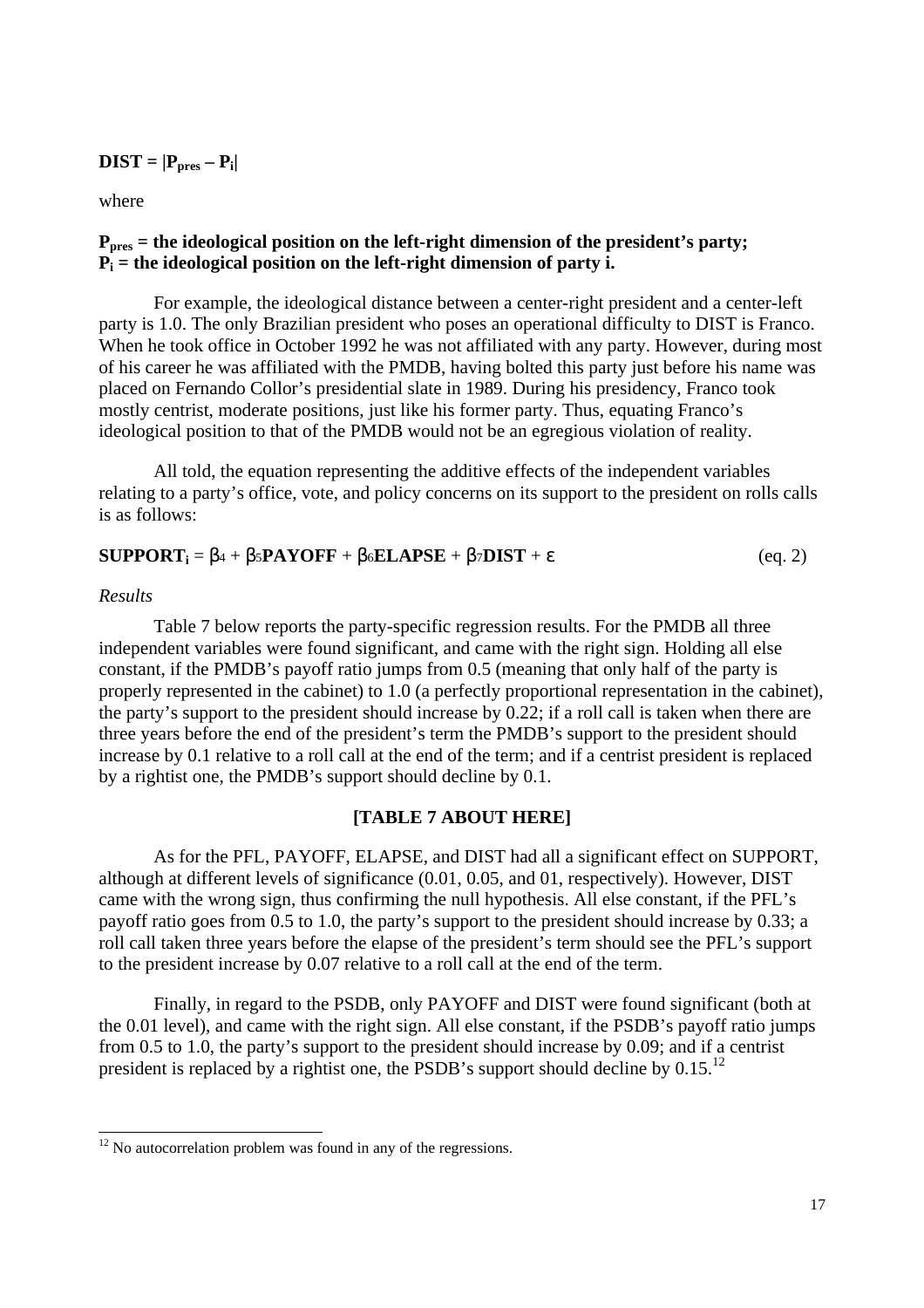$$\textbf{DIST} = |\mathbf{P_{pres}} - \mathbf{P_i}|$$

where

**$P_{pres}$ = the ideological position on the left-right dimension of the president's party;**
**$P_i$ = the ideological position on the left-right dimension of party i.**

For example, the ideological distance between a center-right president and a center-left party is 1.0. The only Brazilian president who poses an operational difficulty to DIST is Franco. When he took office in October 1992 he was not affiliated with any party. However, during most of his career he was affiliated with the PMDB, having bolted this party just before his name was placed on Fernando Collor's presidential slate in 1989. During his presidency, Franco took mostly centrist, moderate positions, just like his former party. Thus, equating Franco's ideological position to that of the PMDB would not be an egregious violation of reality.

All told, the equation representing the additive effects of the independent variables relating to a party's office, vote, and policy concerns on its support to the president on rolls calls is as follows:

$$\textbf{SUPPORT}_i = \beta_4 + \beta_5\textbf{PAYOFF} + \beta_6\textbf{ELAPSE} + \beta_7\textbf{DIST} + \varepsilon \qquad \text{(eq. 2)}$$

*Results*

Table 7 below reports the party-specific regression results. For the PMDB all three independent variables were found significant, and came with the right sign. Holding all else constant, if the PMDB's payoff ratio jumps from 0.5 (meaning that only half of the party is properly represented in the cabinet) to 1.0 (a perfectly proportional representation in the cabinet), the party's support to the president should increase by 0.22; if a roll call is taken when there are three years before the end of the president's term the PMDB's support to the president should increase by 0.1 relative to a roll call at the end of the term; and if a centrist president is replaced by a rightist one, the PMDB's support should decline by 0.1.

**[TABLE 7 ABOUT HERE]**

As for the PFL, PAYOFF, ELAPSE, and DIST had all a significant effect on SUPPORT, although at different levels of significance (0.01, 0.05, and 01, respectively). However, DIST came with the wrong sign, thus confirming the null hypothesis. All else constant, if the PFL's payoff ratio goes from 0.5 to 1.0, the party's support to the president should increase by 0.33; a roll call taken three years before the elapse of the president's term should see the PFL's support to the president increase by 0.07 relative to a roll call at the end of the term.

Finally, in regard to the PSDB, only PAYOFF and DIST were found significant (both at the 0.01 level), and came with the right sign. All else constant, if the PSDB's payoff ratio jumps from 0.5 to 1.0, the party's support to the president should increase by 0.09; and if a centrist president is replaced by a rightist one, the PSDB's support should decline by 0.15.[12]

---

[12] No autocorrelation problem was found in any of the regressions.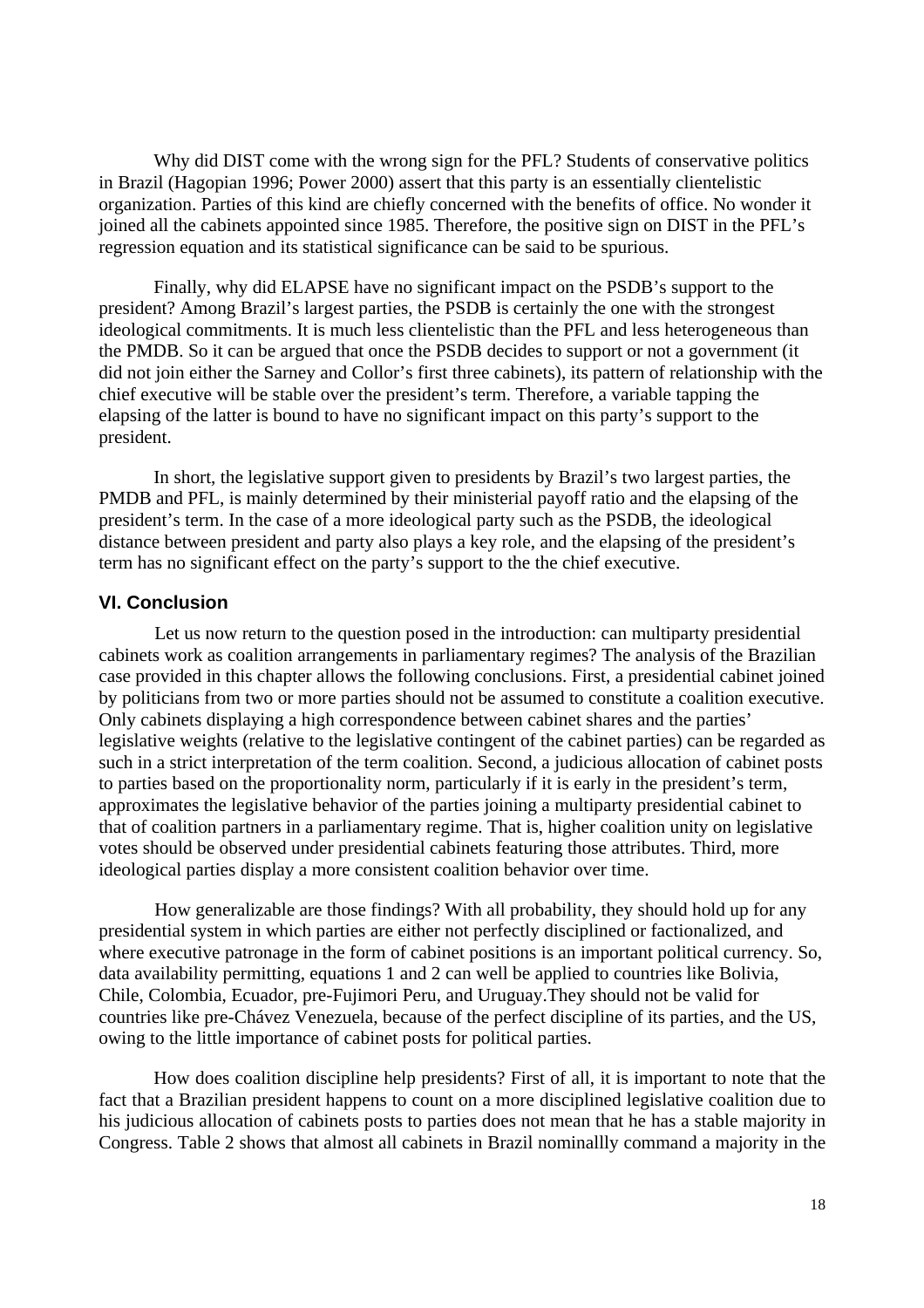Why did DIST come with the wrong sign for the PFL? Students of conservative politics in Brazil (Hagopian 1996; Power 2000) assert that this party is an essentially clientelistic organization. Parties of this kind are chiefly concerned with the benefits of office. No wonder it joined all the cabinets appointed since 1985. Therefore, the positive sign on DIST in the PFL's regression equation and its statistical significance can be said to be spurious.

Finally, why did ELAPSE have no significant impact on the PSDB's support to the president? Among Brazil's largest parties, the PSDB is certainly the one with the strongest ideological commitments. It is much less clientelistic than the PFL and less heterogeneous than the PMDB. So it can be argued that once the PSDB decides to support or not a government (it did not join either the Sarney and Collor's first three cabinets), its pattern of relationship with the chief executive will be stable over the president's term. Therefore, a variable tapping the elapsing of the latter is bound to have no significant impact on this party's support to the president.

In short, the legislative support given to presidents by Brazil's two largest parties, the PMDB and PFL, is mainly determined by their ministerial payoff ratio and the elapsing of the president's term. In the case of a more ideological party such as the PSDB, the ideological distance between president and party also plays a key role, and the elapsing of the president's term has no significant effect on the party's support to the the chief executive.

## VI. Conclusion

Let us now return to the question posed in the introduction: can multiparty presidential cabinets work as coalition arrangements in parliamentary regimes? The analysis of the Brazilian case provided in this chapter allows the following conclusions. First, a presidential cabinet joined by politicians from two or more parties should not be assumed to constitute a coalition executive. Only cabinets displaying a high correspondence between cabinet shares and the parties' legislative weights (relative to the legislative contingent of the cabinet parties) can be regarded as such in a strict interpretation of the term coalition. Second, a judicious allocation of cabinet posts to parties based on the proportionality norm, particularly if it is early in the president's term, approximates the legislative behavior of the parties joining a multiparty presidential cabinet to that of coalition partners in a parliamentary regime. That is, higher coalition unity on legislative votes should be observed under presidential cabinets featuring those attributes. Third, more ideological parties display a more consistent coalition behavior over time.

How generalizable are those findings? With all probability, they should hold up for any presidential system in which parties are either not perfectly disciplined or factionalized, and where executive patronage in the form of cabinet positions is an important political currency. So, data availability permitting, equations 1 and 2 can well be applied to countries like Bolivia, Chile, Colombia, Ecuador, pre-Fujimori Peru, and Uruguay.They should not be valid for countries like pre-Chávez Venezuela, because of the perfect discipline of its parties, and the US, owing to the little importance of cabinet posts for political parties.

How does coalition discipline help presidents? First of all, it is important to note that the fact that a Brazilian president happens to count on a more disciplined legislative coalition due to his judicious allocation of cabinets posts to parties does not mean that he has a stable majority in Congress. Table 2 shows that almost all cabinets in Brazil nominallly command a majority in the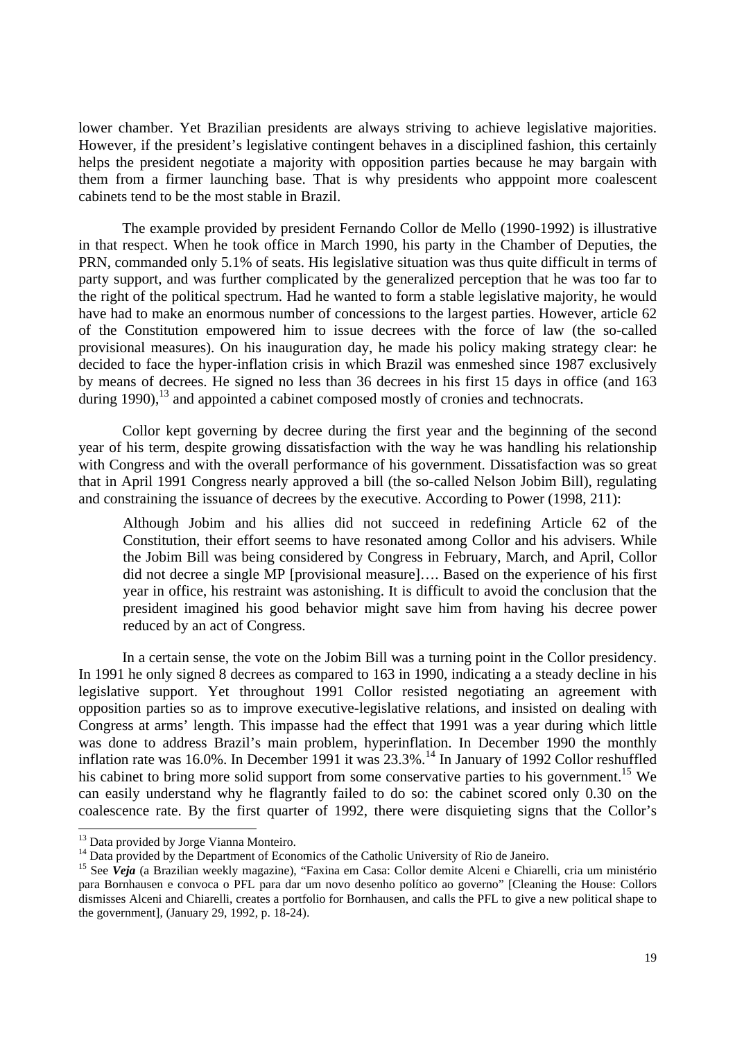lower chamber. Yet Brazilian presidents are always striving to achieve legislative majorities. However, if the president's legislative contingent behaves in a disciplined fashion, this certainly helps the president negotiate a majority with opposition parties because he may bargain with them from a firmer launching base. That is why presidents who apppoint more coalescent cabinets tend to be the most stable in Brazil.

The example provided by president Fernando Collor de Mello (1990-1992) is illustrative in that respect. When he took office in March 1990, his party in the Chamber of Deputies, the PRN, commanded only 5.1% of seats. His legislative situation was thus quite difficult in terms of party support, and was further complicated by the generalized perception that he was too far to the right of the political spectrum. Had he wanted to form a stable legislative majority, he would have had to make an enormous number of concessions to the largest parties. However, article 62 of the Constitution empowered him to issue decrees with the force of law (the so-called provisional measures). On his inauguration day, he made his policy making strategy clear: he decided to face the hyper-inflation crisis in which Brazil was enmeshed since 1987 exclusively by means of decrees. He signed no less than 36 decrees in his first 15 days in office (and 163 during 1990),[13] and appointed a cabinet composed mostly of cronies and technocrats.

Collor kept governing by decree during the first year and the beginning of the second year of his term, despite growing dissatisfaction with the way he was handling his relationship with Congress and with the overall performance of his government. Dissatisfaction was so great that in April 1991 Congress nearly approved a bill (the so-called Nelson Jobim Bill), regulating and constraining the issuance of decrees by the executive. According to Power (1998, 211):

> Although Jobim and his allies did not succeed in redefining Article 62 of the Constitution, their effort seems to have resonated among Collor and his advisers. While the Jobim Bill was being considered by Congress in February, March, and April, Collor did not decree a single MP [provisional measure]…. Based on the experience of his first year in office, his restraint was astonishing. It is difficult to avoid the conclusion that the president imagined his good behavior might save him from having his decree power reduced by an act of Congress.

In a certain sense, the vote on the Jobim Bill was a turning point in the Collor presidency. In 1991 he only signed 8 decrees as compared to 163 in 1990, indicating a a steady decline in his legislative support. Yet throughout 1991 Collor resisted negotiating an agreement with opposition parties so as to improve executive-legislative relations, and insisted on dealing with Congress at arms' length. This impasse had the effect that 1991 was a year during which little was done to address Brazil's main problem, hyperinflation. In December 1990 the monthly inflation rate was 16.0%. In December 1991 it was 23.3%.[14] In January of 1992 Collor reshuffled his cabinet to bring more solid support from some conservative parties to his government.[15] We can easily understand why he flagrantly failed to do so: the cabinet scored only 0.30 on the coalescence rate. By the first quarter of 1992, there were disquieting signs that the Collor's

---

[13] Data provided by Jorge Vianna Monteiro.

[14] Data provided by the Department of Economics of the Catholic University of Rio de Janeiro.

[15] See ***Veja*** (a Brazilian weekly magazine), "Faxina em Casa: Collor demite Alceni e Chiarelli, cria um ministério para Bornhausen e convoca o PFL para dar um novo desenho político ao governo" [Cleaning the House: Collors dismisses Alceni and Chiarelli, creates a portfolio for Bornhausen, and calls the PFL to give a new political shape to the government], (January 29, 1992, p. 18-24).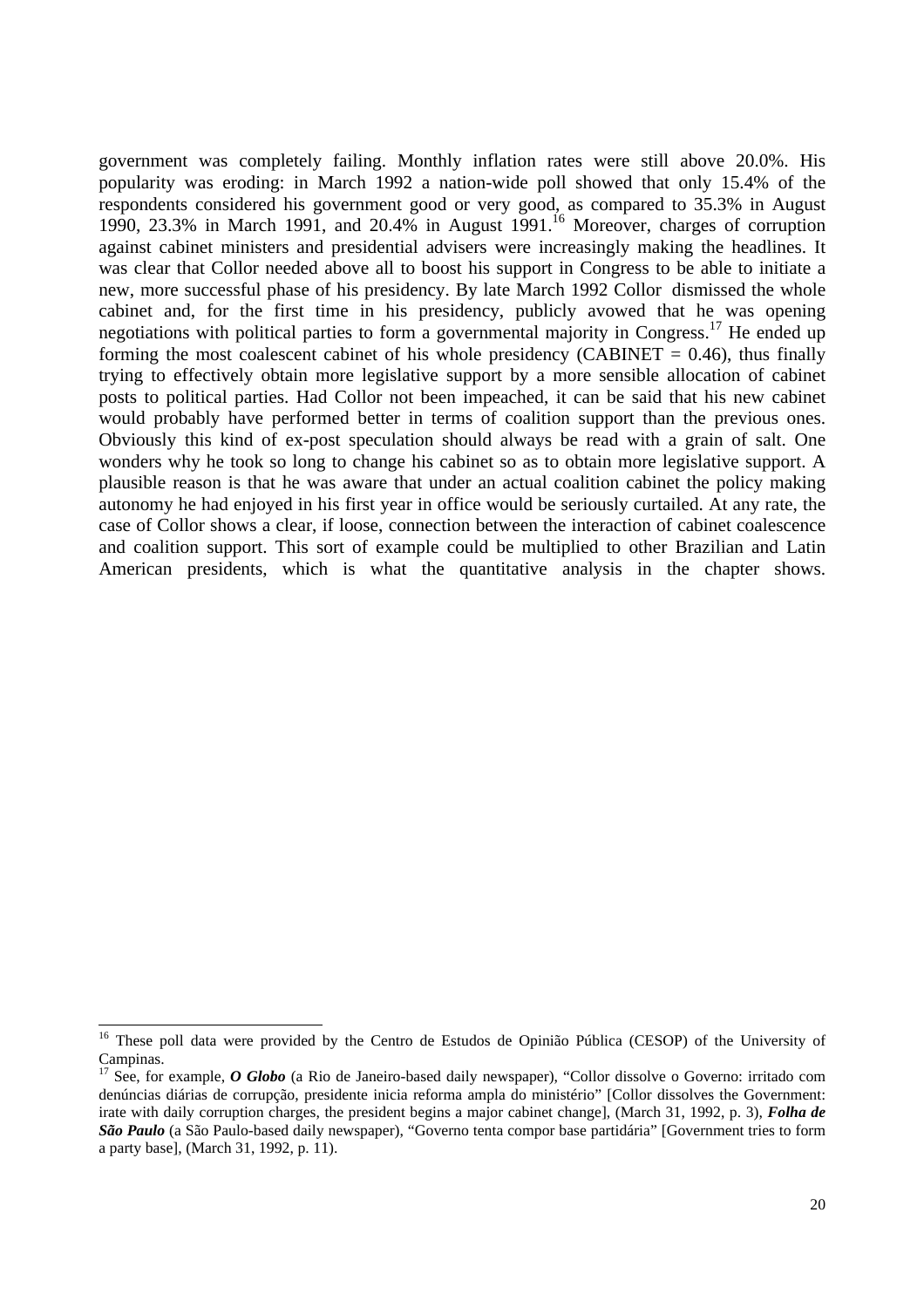government was completely failing. Monthly inflation rates were still above 20.0%. His popularity was eroding: in March 1992 a nation-wide poll showed that only 15.4% of the respondents considered his government good or very good, as compared to 35.3% in August 1990, 23.3% in March 1991, and 20.4% in August 1991.[16] Moreover, charges of corruption against cabinet ministers and presidential advisers were increasingly making the headlines. It was clear that Collor needed above all to boost his support in Congress to be able to initiate a new, more successful phase of his presidency. By late March 1992 Collor dismissed the whole cabinet and, for the first time in his presidency, publicly avowed that he was opening negotiations with political parties to form a governmental majority in Congress.[17] He ended up forming the most coalescent cabinet of his whole presidency (CABINET = 0.46), thus finally trying to effectively obtain more legislative support by a more sensible allocation of cabinet posts to political parties. Had Collor not been impeached, it can be said that his new cabinet would probably have performed better in terms of coalition support than the previous ones. Obviously this kind of ex-post speculation should always be read with a grain of salt. One wonders why he took so long to change his cabinet so as to obtain more legislative support. A plausible reason is that he was aware that under an actual coalition cabinet the policy making autonomy he had enjoyed in his first year in office would be seriously curtailed. At any rate, the case of Collor shows a clear, if loose, connection between the interaction of cabinet coalescence and coalition support. This sort of example could be multiplied to other Brazilian and Latin American presidents, which is what the quantitative analysis in the chapter shows.

---

[16] These poll data were provided by the Centro de Estudos de Opinião Pública (CESOP) of the University of Campinas.

[17] See, for example, ***O Globo*** (a Rio de Janeiro-based daily newspaper), "Collor dissolve o Governo: irritado com denúncias diárias de corrupção, presidente inicia reforma ampla do ministério" [Collor dissolves the Government: irate with daily corruption charges, the president begins a major cabinet change], (March 31, 1992, p. 3), ***Folha de São Paulo*** (a São Paulo-based daily newspaper), "Governo tenta compor base partidária" [Government tries to form a party base], (March 31, 1992, p. 11).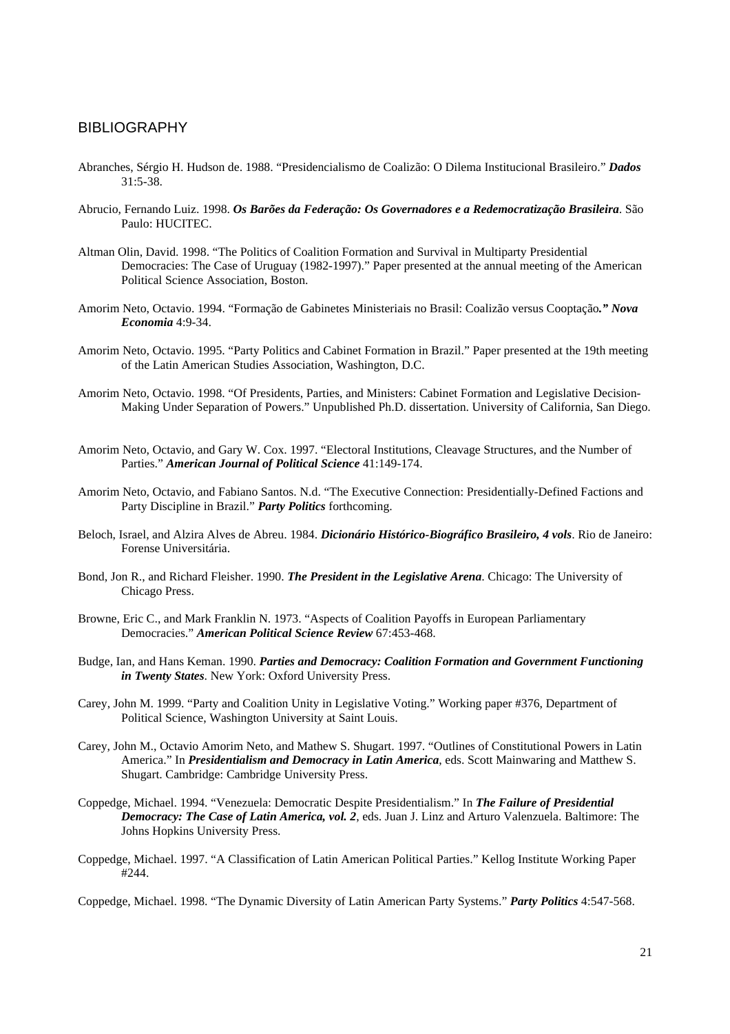## BIBLIOGRAPHY

Abranches, Sérgio H. Hudson de. 1988. "Presidencialismo de Coalizão: O Dilema Institucional Brasileiro." ***Dados*** 31:5-38.

Abrucio, Fernando Luiz. 1998. ***Os Barões da Federação: Os Governadores e a Redemocratização Brasileira***. São Paulo: HUCITEC.

Altman Olin, David. 1998. "The Politics of Coalition Formation and Survival in Multiparty Presidential Democracies: The Case of Uruguay (1982-1997)." Paper presented at the annual meeting of the American Political Science Association, Boston.

Amorim Neto, Octavio. 1994. "Formação de Gabinetes Ministeriais no Brasil: Coalizão versus Cooptação***." Nova Economia*** 4:9-34.

Amorim Neto, Octavio. 1995. "Party Politics and Cabinet Formation in Brazil." Paper presented at the 19th meeting of the Latin American Studies Association, Washington, D.C.

Amorim Neto, Octavio. 1998. "Of Presidents, Parties, and Ministers: Cabinet Formation and Legislative Decision-Making Under Separation of Powers." Unpublished Ph.D. dissertation. University of California, San Diego.

Amorim Neto, Octavio, and Gary W. Cox. 1997. "Electoral Institutions, Cleavage Structures, and the Number of Parties." ***American Journal of Political Science*** 41:149-174.

Amorim Neto, Octavio, and Fabiano Santos. N.d. "The Executive Connection: Presidentially-Defined Factions and Party Discipline in Brazil." ***Party Politics*** forthcoming.

Beloch, Israel, and Alzira Alves de Abreu. 1984. ***Dicionário Histórico-Biográfico Brasileiro, 4 vols***. Rio de Janeiro: Forense Universitária.

Bond, Jon R., and Richard Fleisher. 1990. ***The President in the Legislative Arena***. Chicago: The University of Chicago Press.

Browne, Eric C., and Mark Franklin N. 1973. "Aspects of Coalition Payoffs in European Parliamentary Democracies." ***American Political Science Review*** 67:453-468.

Budge, Ian, and Hans Keman. 1990. ***Parties and Democracy: Coalition Formation and Government Functioning in Twenty States***. New York: Oxford University Press.

Carey, John M. 1999. "Party and Coalition Unity in Legislative Voting." Working paper #376, Department of Political Science, Washington University at Saint Louis.

Carey, John M., Octavio Amorim Neto, and Mathew S. Shugart. 1997. "Outlines of Constitutional Powers in Latin America." In ***Presidentialism and Democracy in Latin America***, eds. Scott Mainwaring and Matthew S. Shugart. Cambridge: Cambridge University Press.

Coppedge, Michael. 1994. "Venezuela: Democratic Despite Presidentialism." In ***The Failure of Presidential Democracy: The Case of Latin America, vol. 2***, eds. Juan J. Linz and Arturo Valenzuela. Baltimore: The Johns Hopkins University Press.

Coppedge, Michael. 1997. "A Classification of Latin American Political Parties." Kellog Institute Working Paper #244.

Coppedge, Michael. 1998. "The Dynamic Diversity of Latin American Party Systems." ***Party Politics*** 4:547-568.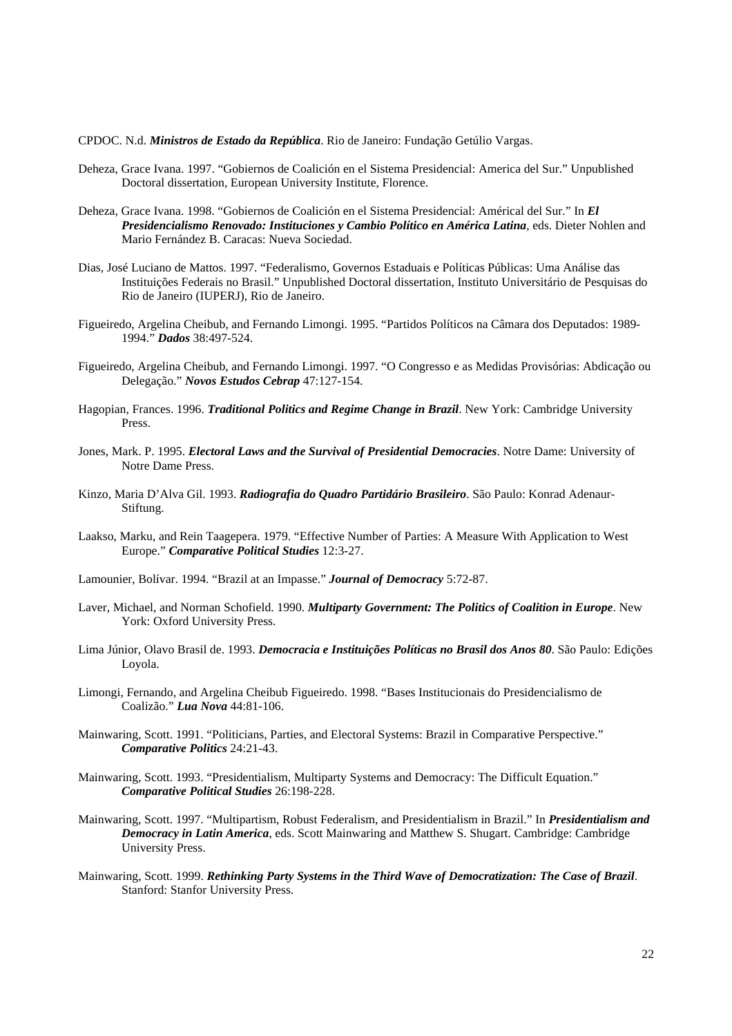CPDOC. N.d. ***Ministros de Estado da República***. Rio de Janeiro: Fundação Getúlio Vargas.

Deheza, Grace Ivana. 1997. "Gobiernos de Coalición en el Sistema Presidencial: America del Sur." Unpublished Doctoral dissertation, European University Institute, Florence.

Deheza, Grace Ivana. 1998. "Gobiernos de Coalición en el Sistema Presidencial: Américal del Sur." In ***El Presidencialismo Renovado: Instituciones y Cambio Político en América Latina***, eds. Dieter Nohlen and Mario Fernández B. Caracas: Nueva Sociedad.

Dias, José Luciano de Mattos. 1997. "Federalismo, Governos Estaduais e Políticas Públicas: Uma Análise das Instituições Federais no Brasil." Unpublished Doctoral dissertation, Instituto Universitário de Pesquisas do Rio de Janeiro (IUPERJ), Rio de Janeiro.

Figueiredo, Argelina Cheibub, and Fernando Limongi. 1995. "Partidos Políticos na Câmara dos Deputados: 1989-1994." ***Dados*** 38:497-524.

Figueiredo, Argelina Cheibub, and Fernando Limongi. 1997. "O Congresso e as Medidas Provisórias: Abdicação ou Delegação." ***Novos Estudos Cebrap*** 47:127-154.

Hagopian, Frances. 1996. ***Traditional Politics and Regime Change in Brazil***. New York: Cambridge University Press.

Jones, Mark. P. 1995. ***Electoral Laws and the Survival of Presidential Democracies***. Notre Dame: University of Notre Dame Press.

Kinzo, Maria D'Alva Gil. 1993. ***Radiografia do Quadro Partidário Brasileiro***. São Paulo: Konrad Adenaur-Stiftung.

Laakso, Marku, and Rein Taagepera. 1979. "Effective Number of Parties: A Measure With Application to West Europe." ***Comparative Political Studies*** 12:3-27.

Lamounier, Bolívar. 1994. "Brazil at an Impasse." ***Journal of Democracy*** 5:72-87.

Laver, Michael, and Norman Schofield. 1990. ***Multiparty Government: The Politics of Coalition in Europe***. New York: Oxford University Press.

Lima Júnior, Olavo Brasil de. 1993. ***Democracia e Instituições Políticas no Brasil dos Anos 80***. São Paulo: Edições Loyola.

Limongi, Fernando, and Argelina Cheibub Figueiredo. 1998. "Bases Institucionais do Presidencialismo de Coalizão." ***Lua Nova*** 44:81-106.

Mainwaring, Scott. 1991. "Politicians, Parties, and Electoral Systems: Brazil in Comparative Perspective." ***Comparative Politics*** 24:21-43.

Mainwaring, Scott. 1993. "Presidentialism, Multiparty Systems and Democracy: The Difficult Equation." ***Comparative Political Studies*** 26:198-228.

Mainwaring, Scott. 1997. "Multipartism, Robust Federalism, and Presidentialism in Brazil." In ***Presidentialism and Democracy in Latin America***, eds. Scott Mainwaring and Matthew S. Shugart. Cambridge: Cambridge University Press.

Mainwaring, Scott. 1999. ***Rethinking Party Systems in the Third Wave of Democratization: The Case of Brazil***. Stanford: Stanfor University Press.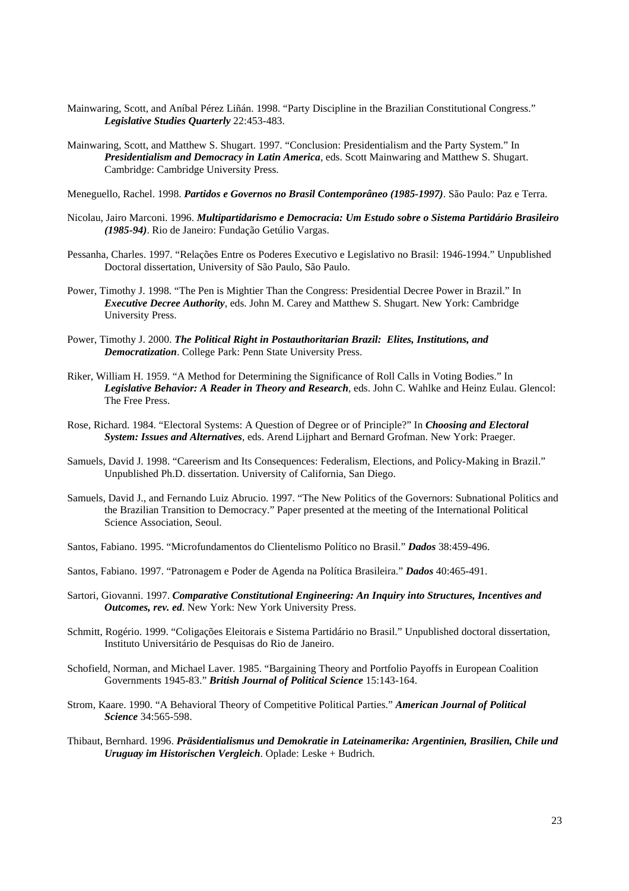Mainwaring, Scott, and Aníbal Pérez Liñán. 1998. "Party Discipline in the Brazilian Constitutional Congress." ***Legislative Studies Quarterly*** 22:453-483.

Mainwaring, Scott, and Matthew S. Shugart. 1997. "Conclusion: Presidentialism and the Party System." In ***Presidentialism and Democracy in Latin America***, eds. Scott Mainwaring and Matthew S. Shugart. Cambridge: Cambridge University Press.

Meneguello, Rachel. 1998. ***Partidos e Governos no Brasil Contemporâneo (1985-1997)***. São Paulo: Paz e Terra.

Nicolau, Jairo Marconi. 1996. ***Multipartidarismo e Democracia: Um Estudo sobre o Sistema Partidário Brasileiro (1985-94)***. Rio de Janeiro: Fundação Getúlio Vargas.

Pessanha, Charles. 1997. "Relações Entre os Poderes Executivo e Legislativo no Brasil: 1946-1994." Unpublished Doctoral dissertation, University of São Paulo, São Paulo.

Power, Timothy J. 1998. "The Pen is Mightier Than the Congress: Presidential Decree Power in Brazil." In ***Executive Decree Authority***, eds. John M. Carey and Matthew S. Shugart. New York: Cambridge University Press.

Power, Timothy J. 2000. ***The Political Right in Postauthoritarian Brazil: Elites, Institutions, and Democratization***. College Park: Penn State University Press.

Riker, William H. 1959. "A Method for Determining the Significance of Roll Calls in Voting Bodies." In ***Legislative Behavior: A Reader in Theory and Research***, eds. John C. Wahlke and Heinz Eulau. Glencol: The Free Press.

Rose, Richard. 1984. "Electoral Systems: A Question of Degree or of Principle?" In ***Choosing and Electoral System: Issues and Alternatives***, eds. Arend Lijphart and Bernard Grofman. New York: Praeger.

Samuels, David J. 1998. "Careerism and Its Consequences: Federalism, Elections, and Policy-Making in Brazil." Unpublished Ph.D. dissertation. University of California, San Diego.

Samuels, David J., and Fernando Luiz Abrucio. 1997. "The New Politics of the Governors: Subnational Politics and the Brazilian Transition to Democracy." Paper presented at the meeting of the International Political Science Association, Seoul.

Santos, Fabiano. 1995. "Microfundamentos do Clientelismo Político no Brasil." ***Dados*** 38:459-496.

Santos, Fabiano. 1997. "Patronagem e Poder de Agenda na Política Brasileira." ***Dados*** 40:465-491.

Sartori, Giovanni. 1997. ***Comparative Constitutional Engineering: An Inquiry into Structures, Incentives and Outcomes, rev. ed***. New York: New York University Press.

Schmitt, Rogério. 1999. "Coligações Eleitorais e Sistema Partidário no Brasil." Unpublished doctoral dissertation, Instituto Universitário de Pesquisas do Rio de Janeiro.

Schofield, Norman, and Michael Laver. 1985. "Bargaining Theory and Portfolio Payoffs in European Coalition Governments 1945-83." ***British Journal of Political Science*** 15:143-164.

Strom, Kaare. 1990. "A Behavioral Theory of Competitive Political Parties." ***American Journal of Political Science*** 34:565-598.

Thibaut, Bernhard. 1996. ***Präsidentialismus und Demokratie in Lateinamerika: Argentinien, Brasilien, Chile und Uruguay im Historischen Vergleich***. Oplade: Leske + Budrich.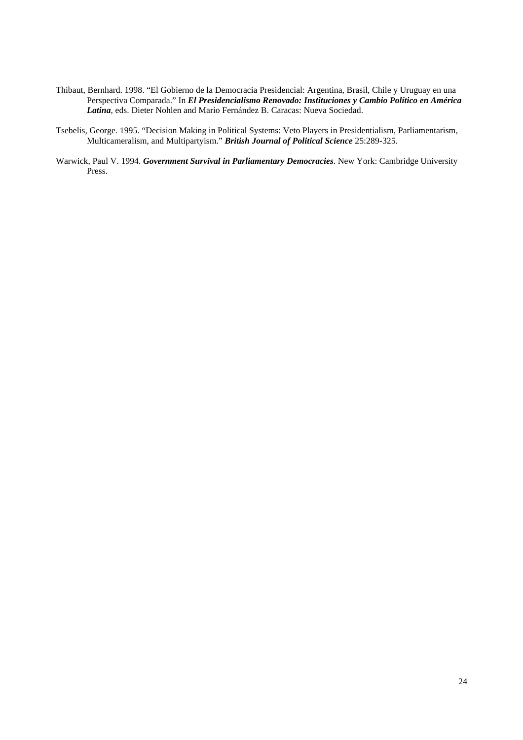Thibaut, Bernhard. 1998. "El Gobierno de la Democracia Presidencial: Argentina, Brasil, Chile y Uruguay en una Perspectiva Comparada." In ***El Presidencialismo Renovado: Instituciones y Cambio Político en América Latina***, eds. Dieter Nohlen and Mario Fernández B. Caracas: Nueva Sociedad.

Tsebelis, George. 1995. "Decision Making in Political Systems: Veto Players in Presidentialism, Parliamentarism, Multicameralism, and Multipartyism." ***British Journal of Political Science*** 25:289-325.

Warwick, Paul V. 1994. ***Government Survival in Parliamentary Democracies***. New York: Cambridge University Press.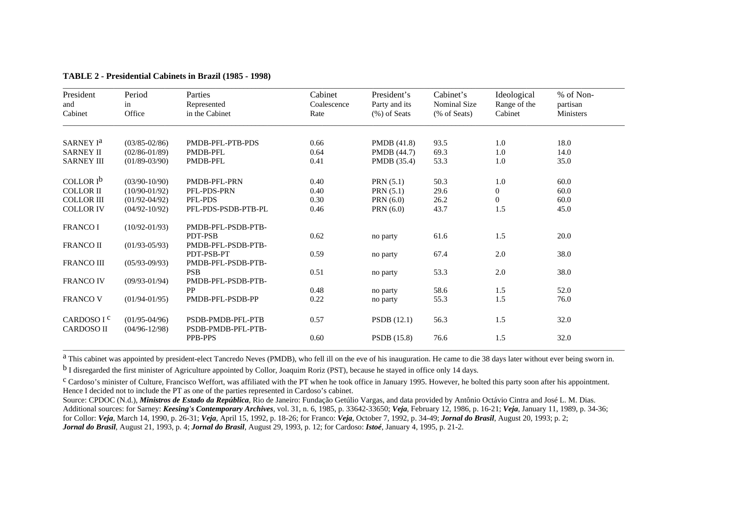**TABLE 2 - Presidential Cabinets in Brazil (1985 - 1998)**

| President and Cabinet | Period in Office | Parties Represented in the Cabinet | Cabinet Coalescence Rate | President's Party and its (%) of Seats | Cabinet's Nominal Size (% of Seats) | Ideological Range of the Cabinet | % of Non-partisan Ministers |
|---|---|---|---|---|---|---|---|
| SARNEY I[a] | (03/85-02/86) | PMDB-PFL-PTB-PDS | 0.66 | PMDB (41.8) | 93.5 | 1.0 | 18.0 |
| SARNEY II | (02/86-01/89) | PMDB-PFL | 0.64 | PMDB (44.7) | 69.3 | 1.0 | 14.0 |
| SARNEY III | (01/89-03/90) | PMDB-PFL | 0.41 | PMDB (35.4) | 53.3 | 1.0 | 35.0 |
| COLLOR I[b] | (03/90-10/90) | PMDB-PFL-PRN | 0.40 | PRN (5.1) | 50.3 | 1.0 | 60.0 |
| COLLOR II | (10/90-01/92) | PFL-PDS-PRN | 0.40 | PRN (5.1) | 29.6 | 0 | 60.0 |
| COLLOR III | (01/92-04/92) | PFL-PDS | 0.30 | PRN (6.0) | 26.2 | 0 | 60.0 |
| COLLOR IV | (04/92-10/92) | PFL-PDS-PSDB-PTB-PL | 0.46 | PRN (6.0) | 43.7 | 1.5 | 45.0 |
| FRANCO I | (10/92-01/93) | PMDB-PFL-PSDB-PTB-PDT-PSB | 0.62 | no party | 61.6 | 1.5 | 20.0 |
| FRANCO II | (01/93-05/93) | PMDB-PFL-PSDB-PTB-PDT-PSB-PT | 0.59 | no party | 67.4 | 2.0 | 38.0 |
| FRANCO III | (05/93-09/93) | PMDB-PFL-PSDB-PTB-PSB | 0.51 | no party | 53.3 | 2.0 | 38.0 |
| FRANCO IV | (09/93-01/94) | PMDB-PFL-PSDB-PTB-PP | 0.48 | no party | 58.6 | 1.5 | 52.0 |
| FRANCO V | (01/94-01/95) | PMDB-PFL-PSDB-PP | 0.22 | no party | 55.3 | 1.5 | 76.0 |
| CARDOSO I[c] | (01/95-04/96) | PSDB-PMDB-PFL-PTB | 0.57 | PSDB (12.1) | 56.3 | 1.5 | 32.0 |
| CARDOSO II | (04/96-12/98) | PSDB-PMDB-PFL-PTB-PPB-PPS | 0.60 | PSDB (15.8) | 76.6 | 1.5 | 32.0 |

[a] This cabinet was appointed by president-elect Tancredo Neves (PMDB), who fell ill on the eve of his inauguration. He came to die 38 days later without ever being sworn in.

[b] I disregarded the first minister of Agriculture appointed by Collor, Joaquim Roriz (PST), because he stayed in office only 14 days.

[c] Cardoso's minister of Culture, Francisco Weffort, was affiliated with the PT when he took office in January 1995. However, he bolted this party soon after his appointment. Hence I decided not to include the PT as one of the parties represented in Cardoso's cabinet.

Source: CPDOC (N.d.), ***Ministros de Estado da República***, Rio de Janeiro: Fundação Getúlio Vargas, and data provided by Antônio Octávio Cintra and José L. M. Dias. Additional sources: for Sarney: ***Keesing's Contemporary Archives***, vol. 31, n. 6, 1985, p. 33642-33650; ***Veja***, February 12, 1986, p. 16-21; ***Veja***, January 11, 1989, p. 34-36; for Collor: ***Veja***, March 14, 1990, p. 26-31; ***Veja***, April 15, 1992, p. 18-26; for Franco: ***Veja***, October 7, 1992, p. 34-49; ***Jornal do Brasil***, August 20, 1993; p. 2; ***Jornal do Brasil***, August 21, 1993, p. 4; ***Jornal do Brasil***, August 29, 1993, p. 12; for Cardoso: ***Istoé***, January 4, 1995, p. 21-2.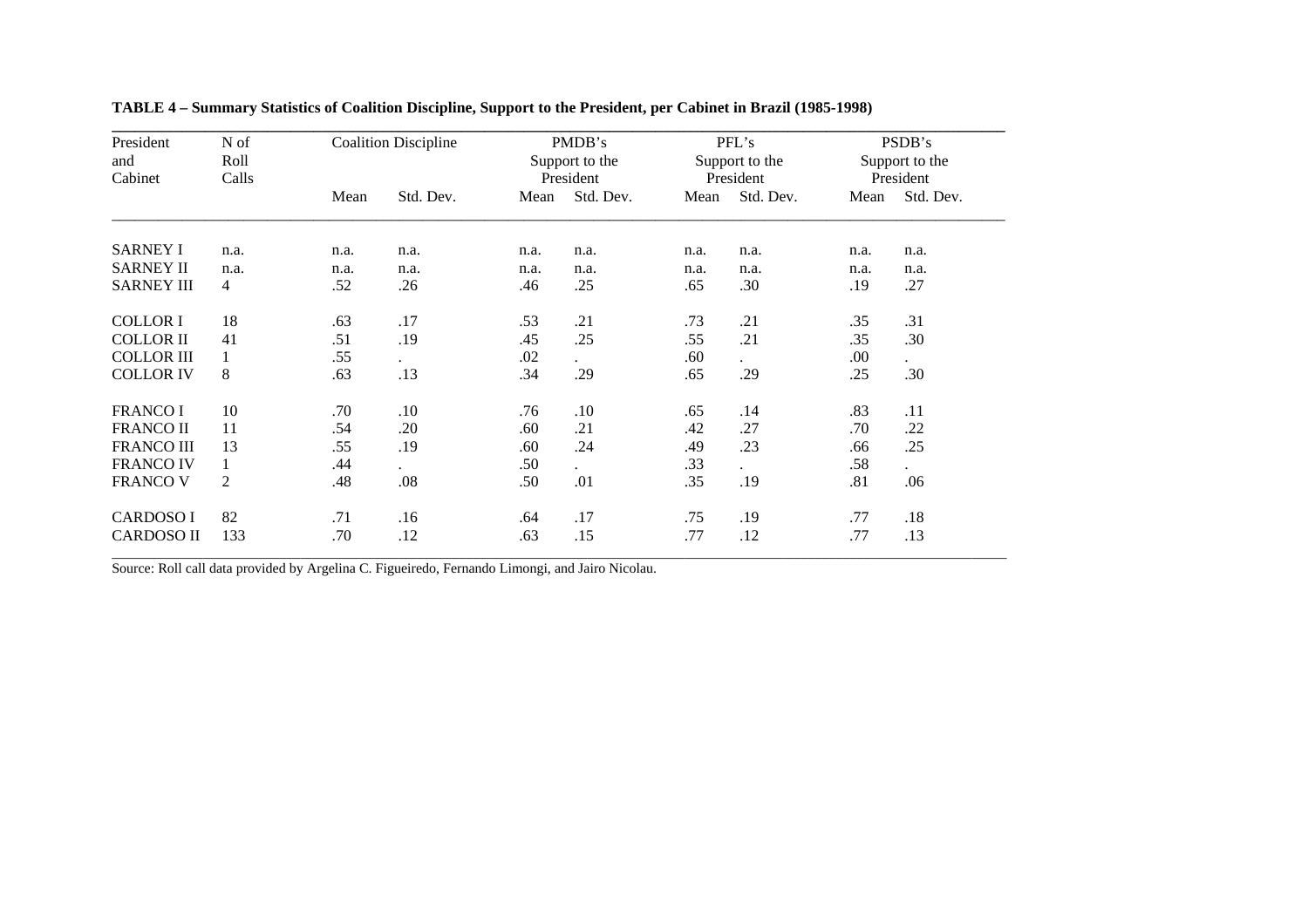**TABLE 4 – Summary Statistics of Coalition Discipline, Support to the President, per Cabinet in Brazil (1985-1998)**

| President and Cabinet | N of Roll Calls | Coalition Discipline | | PMDB's Support to the President | | PFL's Support to the President | | PSDB's Support to the President | |
|---|---|---|---|---|---|---|---|---|---|
| | | Mean | Std. Dev. | Mean | Std. Dev. | Mean | Std. Dev. | Mean | Std. Dev. |
| SARNEY I | n.a. | n.a. | n.a. | n.a. | n.a. | n.a. | n.a. | n.a. | n.a. |
| SARNEY II | n.a. | n.a. | n.a. | n.a. | n.a. | n.a. | n.a. | n.a. | n.a. |
| SARNEY III | 4 | .52 | .26 | .46 | .25 | .65 | .30 | .19 | .27 |
| COLLOR I | 18 | .63 | .17 | .53 | .21 | .73 | .21 | .35 | .31 |
| COLLOR II | 41 | .51 | .19 | .45 | .25 | .55 | .21 | .35 | .30 |
| COLLOR III | 1 | .55 | . | .02 | . | .60 | . | .00 | . |
| COLLOR IV | 8 | .63 | .13 | .34 | .29 | .65 | .29 | .25 | .30 |
| FRANCO I | 10 | .70 | .10 | .76 | .10 | .65 | .14 | .83 | .11 |
| FRANCO II | 11 | .54 | .20 | .60 | .21 | .42 | .27 | .70 | .22 |
| FRANCO III | 13 | .55 | .19 | .60 | .24 | .49 | .23 | .66 | .25 |
| FRANCO IV | 1 | .44 | . | .50 | . | .33 | . | .58 | . |
| FRANCO V | 2 | .48 | .08 | .50 | .01 | .35 | .19 | .81 | .06 |
| CARDOSO I | 82 | .71 | .16 | .64 | .17 | .75 | .19 | .77 | .18 |
| CARDOSO II | 133 | .70 | .12 | .63 | .15 | .77 | .12 | .77 | .13 |

Source: Roll call data provided by Argelina C. Figueiredo, Fernando Limongi, and Jairo Nicolau.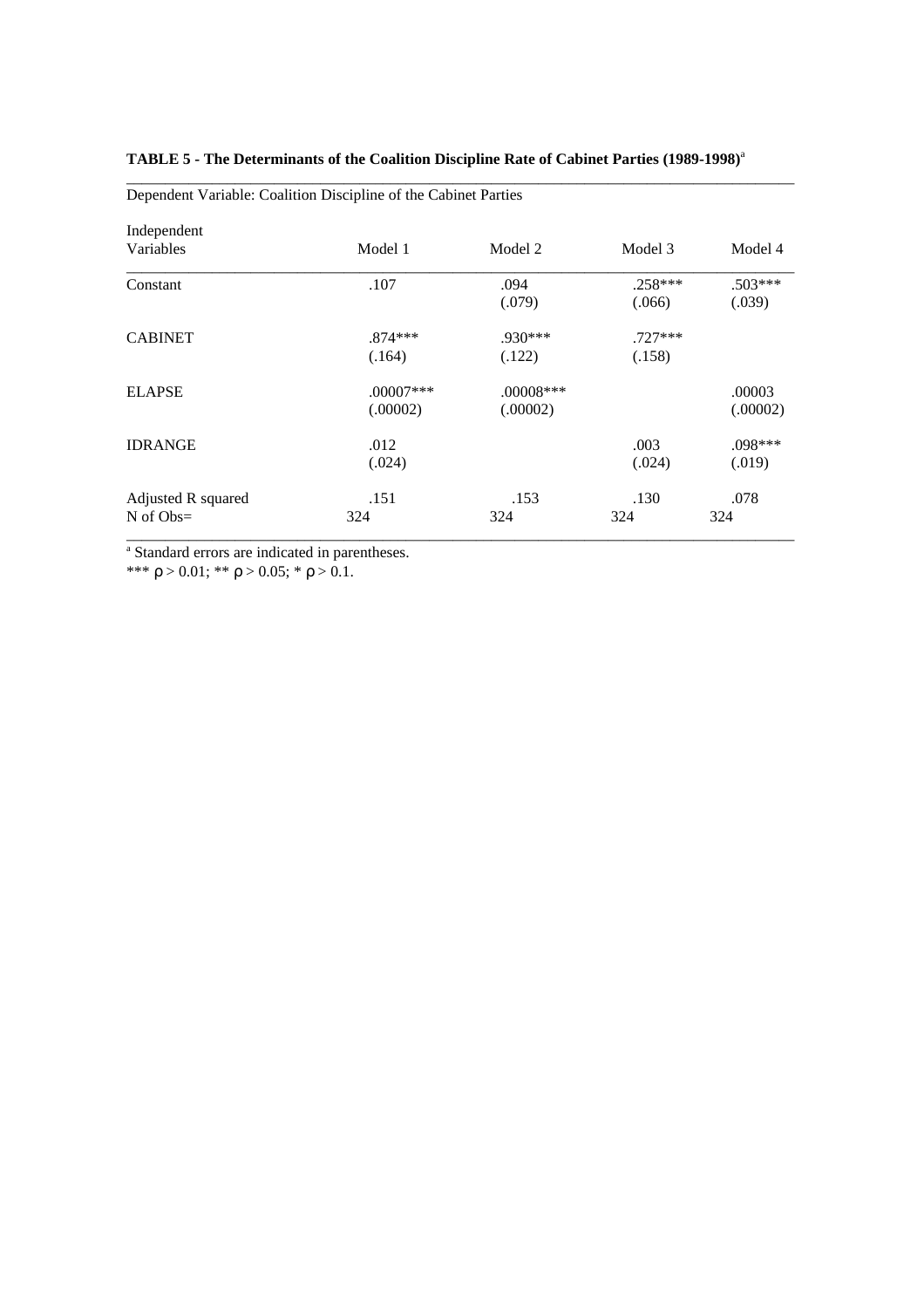**TABLE 5 - The Determinants of the Coalition Discipline Rate of Cabinet Parties (1989-1998)**[a]

Dependent Variable: Coalition Discipline of the Cabinet Parties

| Independent Variables | Model 1 | Model 2 | Model 3 | Model 4 |
|---|---|---|---|---|
| Constant | .107 | .094 (.079) | .258*** (.066) | .503*** (.039) |
| CABINET | .874*** (.164) | .930*** (.122) | .727*** (.158) | |
| ELAPSE | .00007*** (.00002) | .00008*** (.00002) | | .00003 (.00002) |
| IDRANGE | .012 (.024) | | .003 (.024) | .098*** (.019) |
| Adjusted R squared | .151 | .153 | .130 | .078 |
| N of Obs= | 324 | 324 | 324 | 324 |

[a] Standard errors are indicated in parentheses.

*** $\rho > 0.01$; ** $\rho > 0.05$; * $\rho > 0.1$.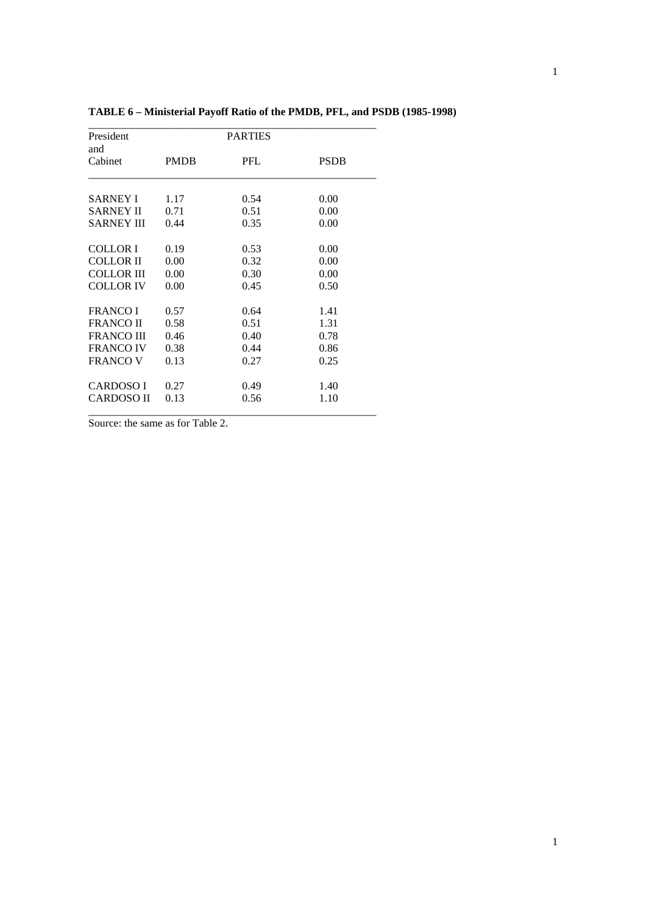**TABLE 6 – Ministerial Payoff Ratio of the PMDB, PFL, and PSDB (1985-1998)**

| President and Cabinet | PARTIES | | |
|---|---|---|---|
| | PMDB | PFL | PSDB |
| SARNEY I | 1.17 | 0.54 | 0.00 |
| SARNEY II | 0.71 | 0.51 | 0.00 |
| SARNEY III | 0.44 | 0.35 | 0.00 |
| COLLOR I | 0.19 | 0.53 | 0.00 |
| COLLOR II | 0.00 | 0.32 | 0.00 |
| COLLOR III | 0.00 | 0.30 | 0.00 |
| COLLOR IV | 0.00 | 0.45 | 0.50 |
| FRANCO I | 0.57 | 0.64 | 1.41 |
| FRANCO II | 0.58 | 0.51 | 1.31 |
| FRANCO III | 0.46 | 0.40 | 0.78 |
| FRANCO IV | 0.38 | 0.44 | 0.86 |
| FRANCO V | 0.13 | 0.27 | 0.25 |
| CARDOSO I | 0.27 | 0.49 | 1.40 |
| CARDOSO II | 0.13 | 0.56 | 1.10 |

Source: the same as for Table 2.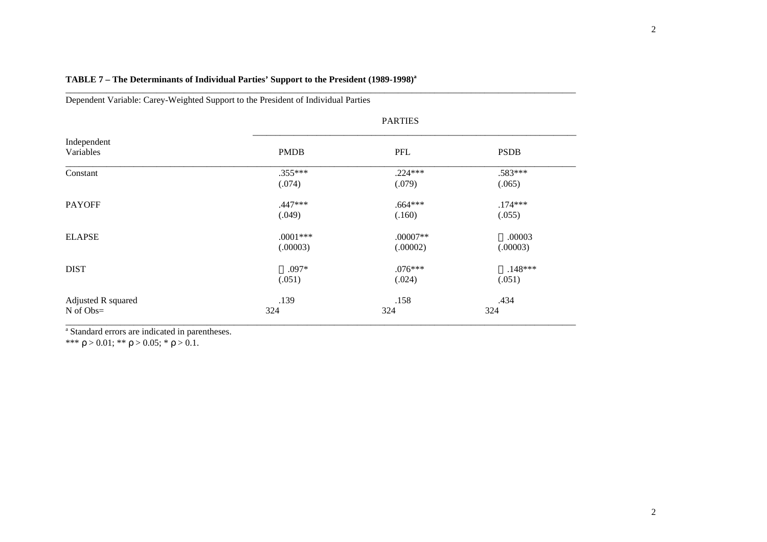**TABLE 7 – The Determinants of Individual Parties' Support to the President (1989-1998)[a]**

Dependent Variable: Carey-Weighted Support to the President of Individual Parties

| Independent Variables | PARTIES | | |
|---|---|---|---|
| | PMDB | PFL | PSDB |
| Constant | .355***<br>(.074) | .224***<br>(.079) | .583***<br>(.065) |
| PAYOFF | .447***<br>(.049) | .664***<br>(.160) | .174***<br>(.055) |
| ELAPSE | .0001***<br>(.00003) | .00007**<br>(.00002) | −.00003<br>(.00003) |
| DIST | −.097*<br>(.051) | .076***<br>(.024) | −.148***<br>(.051) |
| Adjusted R squared | .139 | .158 | .434 |
| N of Obs= | 324 | 324 | 324 |

[a] Standard errors are indicated in parentheses.

*** ρ > 0.01; ** ρ > 0.05; * ρ > 0.1.